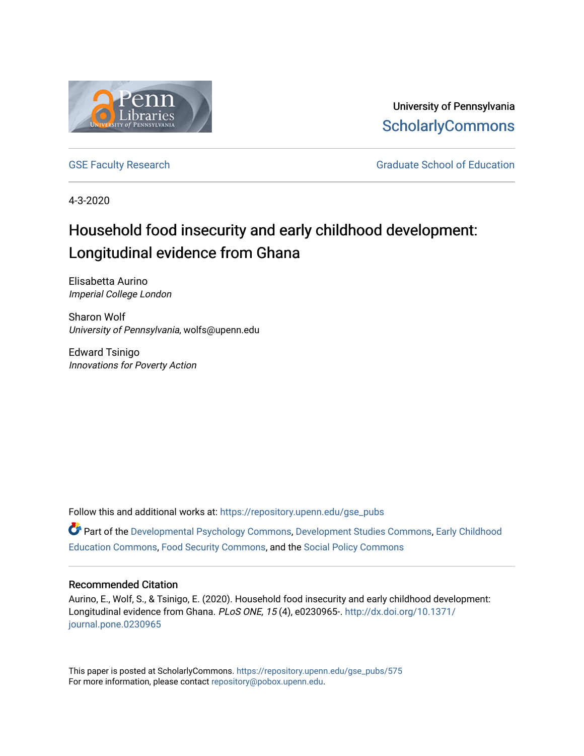University of Pennsylvania
ScholarlyCommons

GSE Faculty Research

Graduate School of Education

4-3-2020

# Household food insecurity and early childhood development: Longitudinal evidence from Ghana

Elisabetta Aurino
*Imperial College London*

Sharon Wolf
*University of Pennsylvania*, wolfs@upenn.edu

Edward Tsinigo
*Innovations for Poverty Action*

Follow this and additional works at: https://repository.upenn.edu/gse_pubs

Part of the Developmental Psychology Commons, Development Studies Commons, Early Childhood Education Commons, Food Security Commons, and the Social Policy Commons

## Recommended Citation

Aurino, E., Wolf, S., & Tsinigo, E. (2020). Household food insecurity and early childhood development: Longitudinal evidence from Ghana. *PLoS ONE, 15* (4), e0230965-. http://dx.doi.org/10.1371/journal.pone.0230965

This paper is posted at ScholarlyCommons. https://repository.upenn.edu/gse_pubs/575
For more information, please contact repository@pobox.upenn.edu.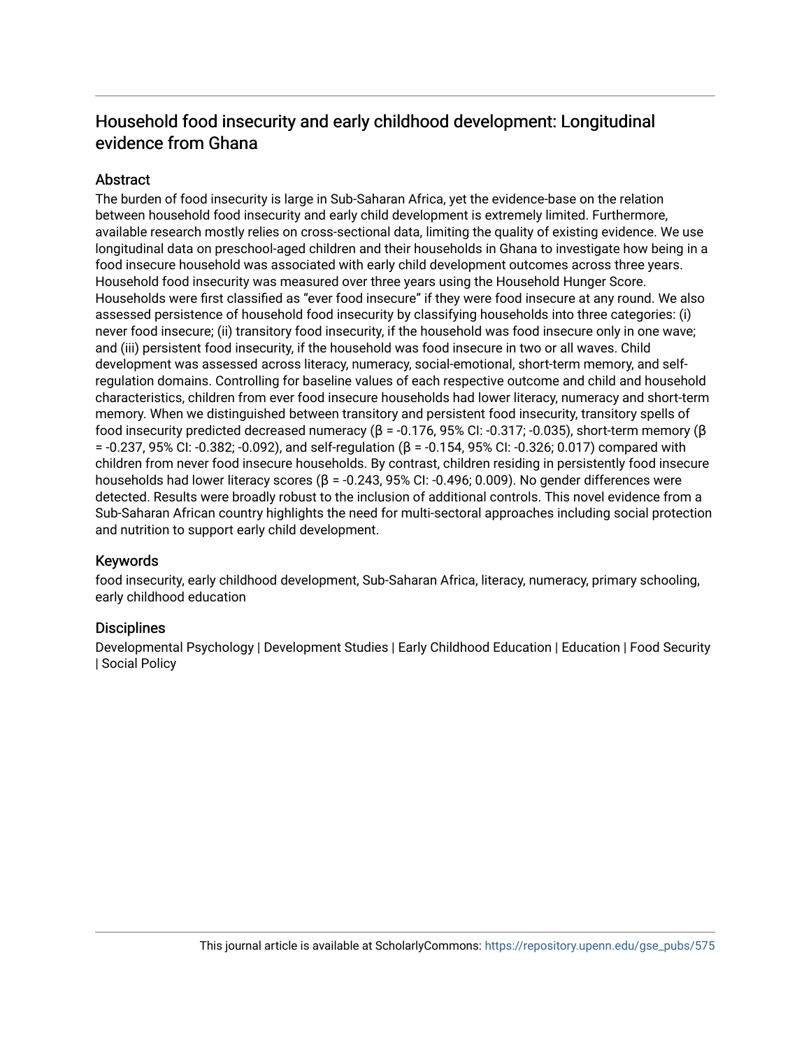# Household food insecurity and early childhood development: Longitudinal evidence from Ghana

## Abstract

The burden of food insecurity is large in Sub-Saharan Africa, yet the evidence-base on the relation between household food insecurity and early child development is extremely limited. Furthermore, available research mostly relies on cross-sectional data, limiting the quality of existing evidence. We use longitudinal data on preschool-aged children and their households in Ghana to investigate how being in a food insecure household was associated with early child development outcomes across three years. Household food insecurity was measured over three years using the Household Hunger Score. Households were first classified as "ever food insecure" if they were food insecure at any round. We also assessed persistence of household food insecurity by classifying households into three categories: (i) never food insecure; (ii) transitory food insecurity, if the household was food insecure only in one wave; and (iii) persistent food insecurity, if the household was food insecure in two or all waves. Child development was assessed across literacy, numeracy, social-emotional, short-term memory, and self-regulation domains. Controlling for baseline values of each respective outcome and child and household characteristics, children from ever food insecure households had lower literacy, numeracy and short-term memory. When we distinguished between transitory and persistent food insecurity, transitory spells of food insecurity predicted decreased numeracy (β = -0.176, 95% CI: -0.317; -0.035), short-term memory (β = -0.237, 95% CI: -0.382; -0.092), and self-regulation (β = -0.154, 95% CI: -0.326; 0.017) compared with children from never food insecure households. By contrast, children residing in persistently food insecure households had lower literacy scores (β = -0.243, 95% CI: -0.496; 0.009). No gender differences were detected. Results were broadly robust to the inclusion of additional controls. This novel evidence from a Sub-Saharan African country highlights the need for multi-sectoral approaches including social protection and nutrition to support early child development.

## Keywords

food insecurity, early childhood development, Sub-Saharan Africa, literacy, numeracy, primary schooling, early childhood education

## Disciplines

Developmental Psychology | Development Studies | Early Childhood Education | Education | Food Security | Social Policy

This journal article is available at ScholarlyCommons: https://repository.upenn.edu/gse_pubs/575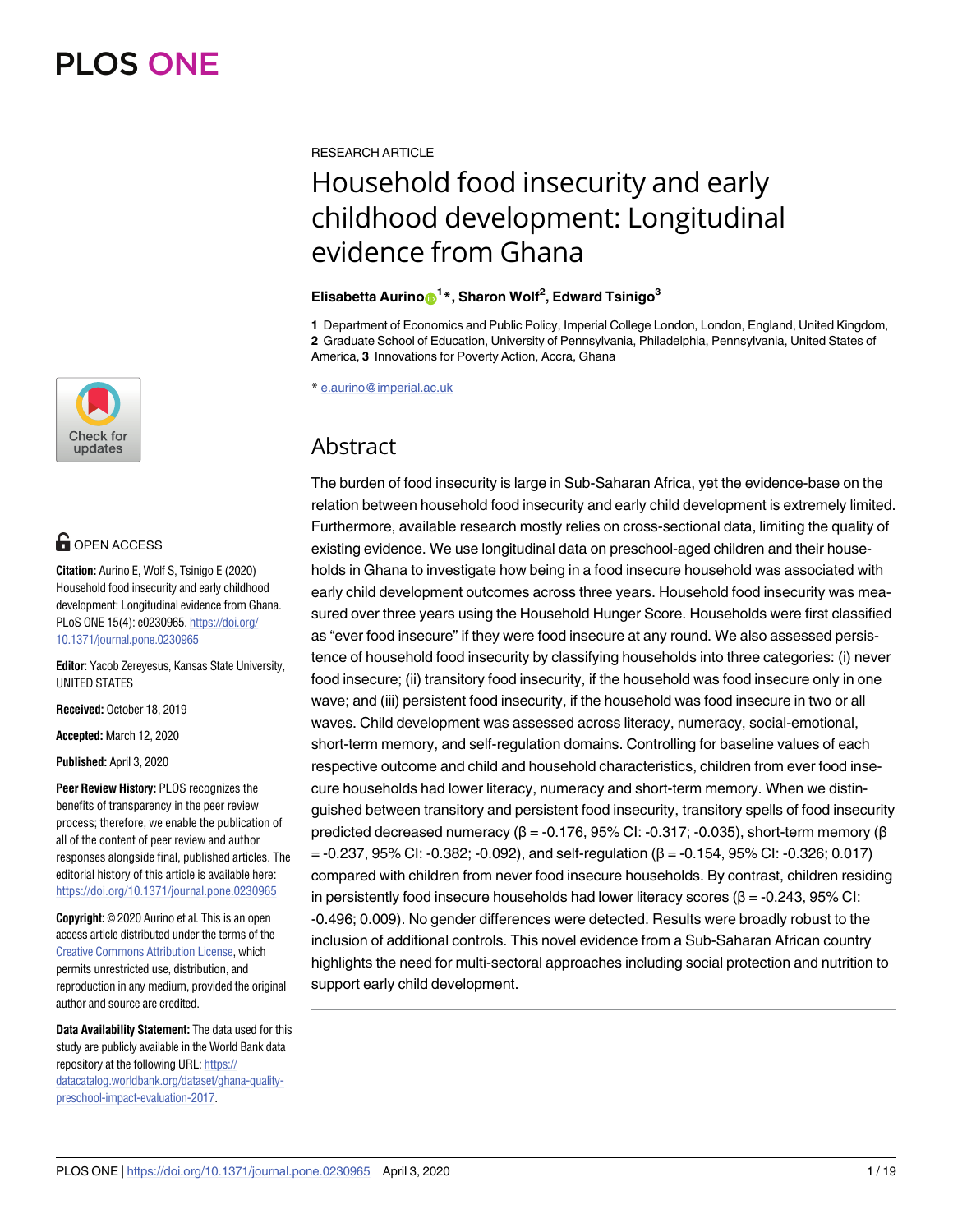RESEARCH ARTICLE

# Household food insecurity and early childhood development: Longitudinal evidence from Ghana

**Elisabetta Aurino[1]*, Sharon Wolf[2], Edward Tsinigo[3]**

**1** Department of Economics and Public Policy, Imperial College London, London, England, United Kingdom, **2** Graduate School of Education, University of Pennsylvania, Philadelphia, Pennsylvania, United States of America, **3** Innovations for Poverty Action, Accra, Ghana

* e.aurino@imperial.ac.uk

## Abstract

The burden of food insecurity is large in Sub-Saharan Africa, yet the evidence-base on the relation between household food insecurity and early child development is extremely limited. Furthermore, available research mostly relies on cross-sectional data, limiting the quality of existing evidence. We use longitudinal data on preschool-aged children and their households in Ghana to investigate how being in a food insecure household was associated with early child development outcomes across three years. Household food insecurity was measured over three years using the Household Hunger Score. Households were first classified as "ever food insecure" if they were food insecure at any round. We also assessed persistence of household food insecurity by classifying households into three categories: (i) never food insecure; (ii) transitory food insecurity, if the household was food insecure only in one wave; and (iii) persistent food insecurity, if the household was food insecure in two or all waves. Child development was assessed across literacy, numeracy, social-emotional, short-term memory, and self-regulation domains. Controlling for baseline values of each respective outcome and child and household characteristics, children from ever food insecure households had lower literacy, numeracy and short-term memory. When we distinguished between transitory and persistent food insecurity, transitory spells of food insecurity predicted decreased numeracy (β = -0.176, 95% CI: -0.317; -0.035), short-term memory (β = -0.237, 95% CI: -0.382; -0.092), and self-regulation (β = -0.154, 95% CI: -0.326; 0.017) compared with children from never food insecure households. By contrast, children residing in persistently food insecure households had lower literacy scores (β = -0.243, 95% CI: -0.496; 0.009). No gender differences were detected. Results were broadly robust to the inclusion of additional controls. This novel evidence from a Sub-Saharan African country highlights the need for multi-sectoral approaches including social protection and nutrition to support early child development.

OPEN ACCESS

**Citation:** Aurino E, Wolf S, Tsinigo E (2020) Household food insecurity and early childhood development: Longitudinal evidence from Ghana. PLoS ONE 15(4): e0230965. https://doi.org/10.1371/journal.pone.0230965

**Editor:** Yacob Zereyesus, Kansas State University, UNITED STATES

**Received:** October 18, 2019

**Accepted:** March 12, 2020

**Published:** April 3, 2020

**Peer Review History:** PLOS recognizes the benefits of transparency in the peer review process; therefore, we enable the publication of all of the content of peer review and author responses alongside final, published articles. The editorial history of this article is available here: https://doi.org/10.1371/journal.pone.0230965

**Copyright:** © 2020 Aurino et al. This is an open access article distributed under the terms of the Creative Commons Attribution License, which permits unrestricted use, distribution, and reproduction in any medium, provided the original author and source are credited.

**Data Availability Statement:** The data used for this study are publicly available in the World Bank data repository at the following URL: https://datacatalog.worldbank.org/dataset/ghana-quality-preschool-impact-evaluation-2017.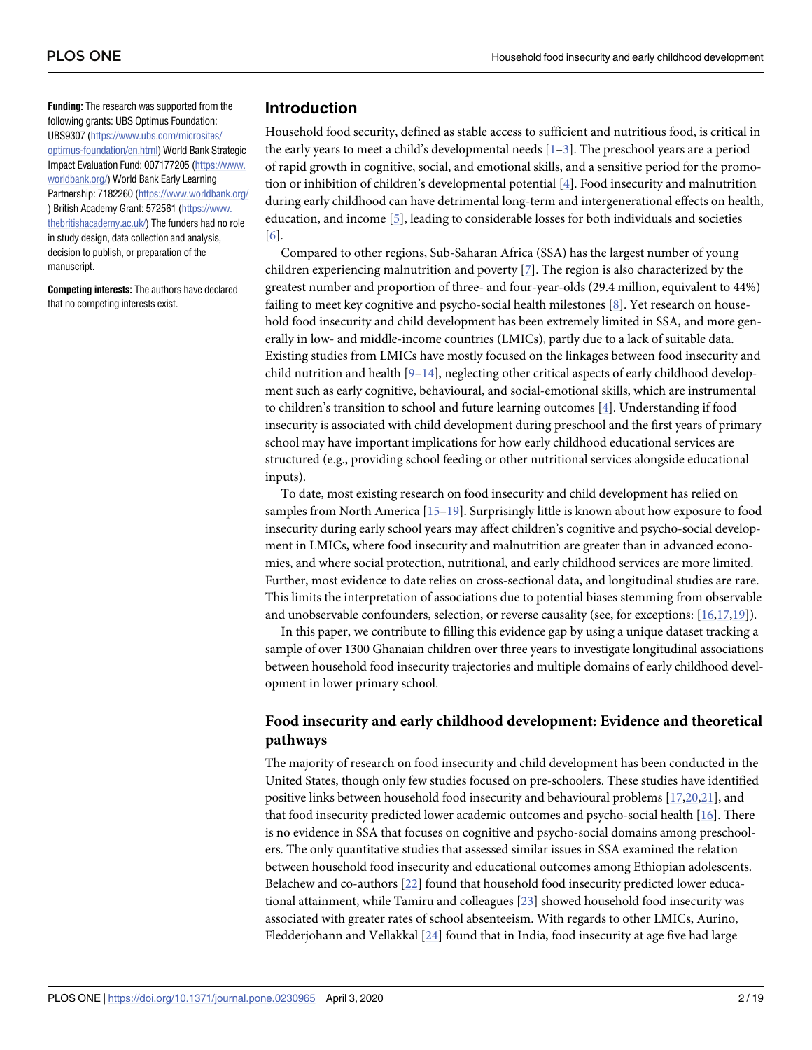**Funding:** The research was supported from the following grants: UBS Optimus Foundation: UBS9307 (https://www.ubs.com/microsites/optimus-foundation/en.html) World Bank Strategic Impact Evaluation Fund: 007177205 (https://www.worldbank.org/) World Bank Early Learning Partnership: 7182260 (https://www.worldbank.org/) British Academy Grant: 572561 (https://www.thebritishacademy.ac.uk/) The funders had no role in study design, data collection and analysis, decision to publish, or preparation of the manuscript.

**Competing interests:** The authors have declared that no competing interests exist.

## Introduction

Household food security, defined as stable access to sufficient and nutritious food, is critical in the early years to meet a child's developmental needs [1–3]. The preschool years are a period of rapid growth in cognitive, social, and emotional skills, and a sensitive period for the promotion or inhibition of children's developmental potential [4]. Food insecurity and malnutrition during early childhood can have detrimental long-term and intergenerational effects on health, education, and income [5], leading to considerable losses for both individuals and societies [6].

Compared to other regions, Sub-Saharan Africa (SSA) has the largest number of young children experiencing malnutrition and poverty [7]. The region is also characterized by the greatest number and proportion of three- and four-year-olds (29.4 million, equivalent to 44%) failing to meet key cognitive and psycho-social health milestones [8]. Yet research on household food insecurity and child development has been extremely limited in SSA, and more generally in low- and middle-income countries (LMICs), partly due to a lack of suitable data. Existing studies from LMICs have mostly focused on the linkages between food insecurity and child nutrition and health [9–14], neglecting other critical aspects of early childhood development such as early cognitive, behavioural, and social-emotional skills, which are instrumental to children's transition to school and future learning outcomes [4]. Understanding if food insecurity is associated with child development during preschool and the first years of primary school may have important implications for how early childhood educational services are structured (e.g., providing school feeding or other nutritional services alongside educational inputs).

To date, most existing research on food insecurity and child development has relied on samples from North America [15–19]. Surprisingly little is known about how exposure to food insecurity during early school years may affect children's cognitive and psycho-social development in LMICs, where food insecurity and malnutrition are greater than in advanced economies, and where social protection, nutritional, and early childhood services are more limited. Further, most evidence to date relies on cross-sectional data, and longitudinal studies are rare. This limits the interpretation of associations due to potential biases stemming from observable and unobservable confounders, selection, or reverse causality (see, for exceptions: [16,17,19]).

In this paper, we contribute to filling this evidence gap by using a unique dataset tracking a sample of over 1300 Ghanaian children over three years to investigate longitudinal associations between household food insecurity trajectories and multiple domains of early childhood development in lower primary school.

### Food insecurity and early childhood development: Evidence and theoretical pathways

The majority of research on food insecurity and child development has been conducted in the United States, though only few studies focused on pre-schoolers. These studies have identified positive links between household food insecurity and behavioural problems [17,20,21], and that food insecurity predicted lower academic outcomes and psycho-social health [16]. There is no evidence in SSA that focuses on cognitive and psycho-social domains among preschoolers. The only quantitative studies that assessed similar issues in SSA examined the relation between household food insecurity and educational outcomes among Ethiopian adolescents. Belachew and co-authors [22] found that household food insecurity predicted lower educational attainment, while Tamiru and colleagues [23] showed household food insecurity was associated with greater rates of school absenteeism. With regards to other LMICs, Aurino, Fledderjohann and Vellakkal [24] found that in India, food insecurity at age five had large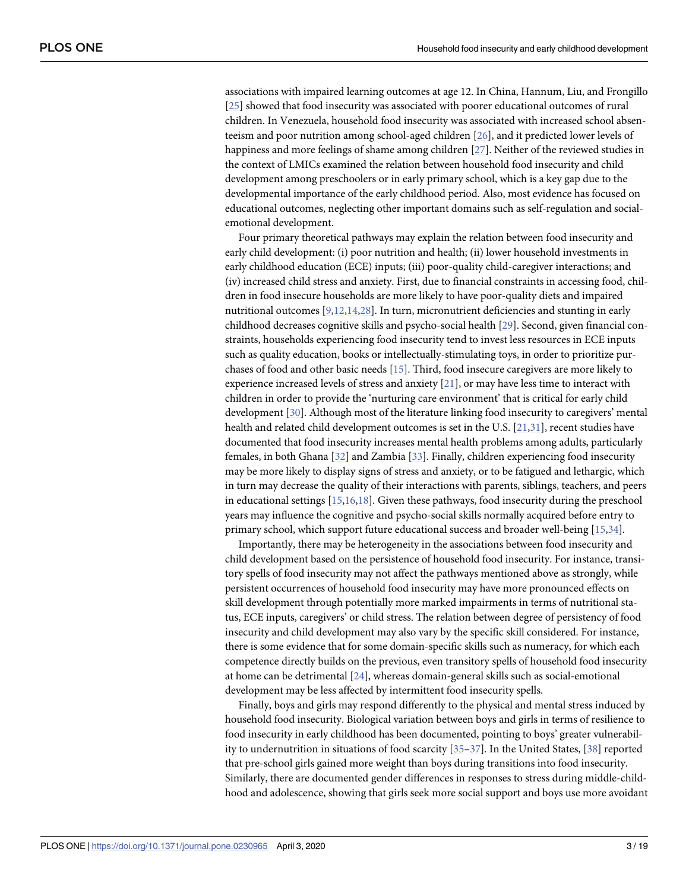associations with impaired learning outcomes at age 12. In China, Hannum, Liu, and Frongillo [25] showed that food insecurity was associated with poorer educational outcomes of rural children. In Venezuela, household food insecurity was associated with increased school absenteeism and poor nutrition among school-aged children [26], and it predicted lower levels of happiness and more feelings of shame among children [27]. Neither of the reviewed studies in the context of LMICs examined the relation between household food insecurity and child development among preschoolers or in early primary school, which is a key gap due to the developmental importance of the early childhood period. Also, most evidence has focused on educational outcomes, neglecting other important domains such as self-regulation and social-emotional development.

Four primary theoretical pathways may explain the relation between food insecurity and early child development: (i) poor nutrition and health; (ii) lower household investments in early childhood education (ECE) inputs; (iii) poor-quality child-caregiver interactions; and (iv) increased child stress and anxiety. First, due to financial constraints in accessing food, children in food insecure households are more likely to have poor-quality diets and impaired nutritional outcomes [9,12,14,28]. In turn, micronutrient deficiencies and stunting in early childhood decreases cognitive skills and psycho-social health [29]. Second, given financial constraints, households experiencing food insecurity tend to invest less resources in ECE inputs such as quality education, books or intellectually-stimulating toys, in order to prioritize purchases of food and other basic needs [15]. Third, food insecure caregivers are more likely to experience increased levels of stress and anxiety [21], or may have less time to interact with children in order to provide the 'nurturing care environment' that is critical for early child development [30]. Although most of the literature linking food insecurity to caregivers' mental health and related child development outcomes is set in the U.S. [21,31], recent studies have documented that food insecurity increases mental health problems among adults, particularly females, in both Ghana [32] and Zambia [33]. Finally, children experiencing food insecurity may be more likely to display signs of stress and anxiety, or to be fatigued and lethargic, which in turn may decrease the quality of their interactions with parents, siblings, teachers, and peers in educational settings [15,16,18]. Given these pathways, food insecurity during the preschool years may influence the cognitive and psycho-social skills normally acquired before entry to primary school, which support future educational success and broader well-being [15,34].

Importantly, there may be heterogeneity in the associations between food insecurity and child development based on the persistence of household food insecurity. For instance, transitory spells of food insecurity may not affect the pathways mentioned above as strongly, while persistent occurrences of household food insecurity may have more pronounced effects on skill development through potentially more marked impairments in terms of nutritional status, ECE inputs, caregivers' or child stress. The relation between degree of persistency of food insecurity and child development may also vary by the specific skill considered. For instance, there is some evidence that for some domain-specific skills such as numeracy, for which each competence directly builds on the previous, even transitory spells of household food insecurity at home can be detrimental [24], whereas domain-general skills such as social-emotional development may be less affected by intermittent food insecurity spells.

Finally, boys and girls may respond differently to the physical and mental stress induced by household food insecurity. Biological variation between boys and girls in terms of resilience to food insecurity in early childhood has been documented, pointing to boys' greater vulnerability to undernutrition in situations of food scarcity [35–37]. In the United States, [38] reported that pre-school girls gained more weight than boys during transitions into food insecurity. Similarly, there are documented gender differences in responses to stress during middle-childhood and adolescence, showing that girls seek more social support and boys use more avoidant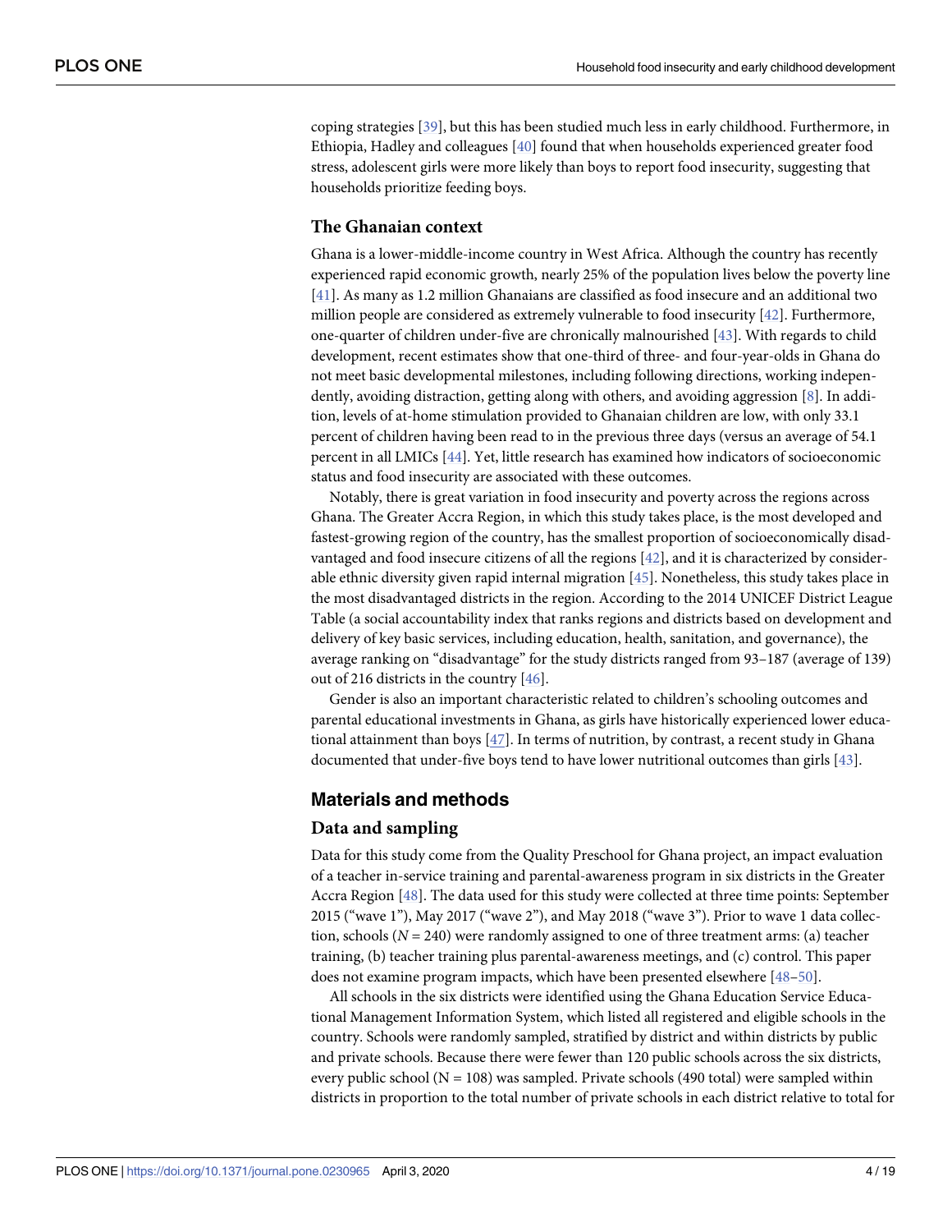coping strategies [39], but this has been studied much less in early childhood. Furthermore, in Ethiopia, Hadley and colleagues [40] found that when households experienced greater food stress, adolescent girls were more likely than boys to report food insecurity, suggesting that households prioritize feeding boys.

### The Ghanaian context

Ghana is a lower-middle-income country in West Africa. Although the country has recently experienced rapid economic growth, nearly 25% of the population lives below the poverty line [41]. As many as 1.2 million Ghanaians are classified as food insecure and an additional two million people are considered as extremely vulnerable to food insecurity [42]. Furthermore, one-quarter of children under-five are chronically malnourished [43]. With regards to child development, recent estimates show that one-third of three- and four-year-olds in Ghana do not meet basic developmental milestones, including following directions, working independently, avoiding distraction, getting along with others, and avoiding aggression [8]. In addition, levels of at-home stimulation provided to Ghanaian children are low, with only 33.1 percent of children having been read to in the previous three days (versus an average of 54.1 percent in all LMICs [44]. Yet, little research has examined how indicators of socioeconomic status and food insecurity are associated with these outcomes.

Notably, there is great variation in food insecurity and poverty across the regions across Ghana. The Greater Accra Region, in which this study takes place, is the most developed and fastest-growing region of the country, has the smallest proportion of socioeconomically disadvantaged and food insecure citizens of all the regions [42], and it is characterized by considerable ethnic diversity given rapid internal migration [45]. Nonetheless, this study takes place in the most disadvantaged districts in the region. According to the 2014 UNICEF District League Table (a social accountability index that ranks regions and districts based on development and delivery of key basic services, including education, health, sanitation, and governance), the average ranking on "disadvantage" for the study districts ranged from 93–187 (average of 139) out of 216 districts in the country [46].

Gender is also an important characteristic related to children's schooling outcomes and parental educational investments in Ghana, as girls have historically experienced lower educational attainment than boys [47]. In terms of nutrition, by contrast, a recent study in Ghana documented that under-five boys tend to have lower nutritional outcomes than girls [43].

## Materials and methods

### Data and sampling

Data for this study come from the Quality Preschool for Ghana project, an impact evaluation of a teacher in-service training and parental-awareness program in six districts in the Greater Accra Region [48]. The data used for this study were collected at three time points: September 2015 ("wave 1"), May 2017 ("wave 2"), and May 2018 ("wave 3"). Prior to wave 1 data collection, schools ($N = 240$) were randomly assigned to one of three treatment arms: (a) teacher training, (b) teacher training plus parental-awareness meetings, and (c) control. This paper does not examine program impacts, which have been presented elsewhere [48–50].

All schools in the six districts were identified using the Ghana Education Service Educational Management Information System, which listed all registered and eligible schools in the country. Schools were randomly sampled, stratified by district and within districts by public and private schools. Because there were fewer than 120 public schools across the six districts, every public school (N = 108) was sampled. Private schools (490 total) were sampled within districts in proportion to the total number of private schools in each district relative to total for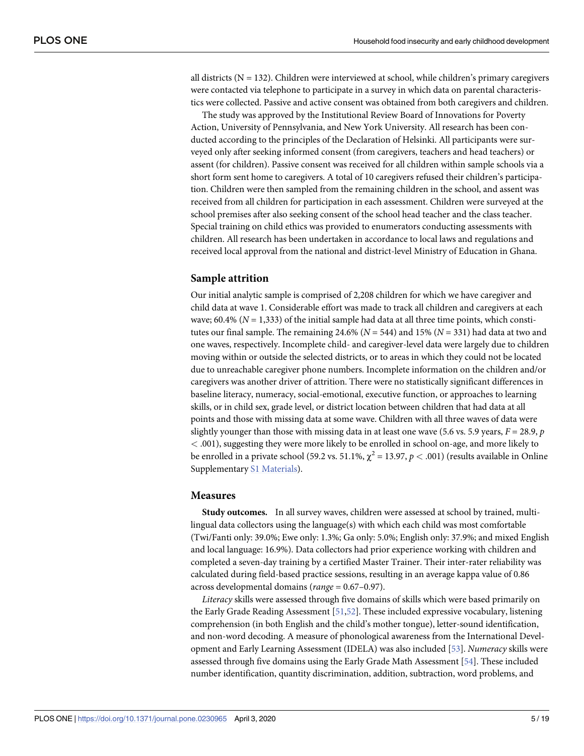all districts (N = 132). Children were interviewed at school, while children's primary caregivers were contacted via telephone to participate in a survey in which data on parental characteristics were collected. Passive and active consent was obtained from both caregivers and children.

The study was approved by the Institutional Review Board of Innovations for Poverty Action, University of Pennsylvania, and New York University. All research has been conducted according to the principles of the Declaration of Helsinki. All participants were surveyed only after seeking informed consent (from caregivers, teachers and head teachers) or assent (for children). Passive consent was received for all children within sample schools via a short form sent home to caregivers. A total of 10 caregivers refused their children's participation. Children were then sampled from the remaining children in the school, and assent was received from all children for participation in each assessment. Children were surveyed at the school premises after also seeking consent of the school head teacher and the class teacher. Special training on child ethics was provided to enumerators conducting assessments with children. All research has been undertaken in accordance to local laws and regulations and received local approval from the national and district-level Ministry of Education in Ghana.

## Sample attrition

Our initial analytic sample is comprised of 2,208 children for which we have caregiver and child data at wave 1. Considerable effort was made to track all children and caregivers at each wave; 60.4% (*N* = 1,333) of the initial sample had data at all three time points, which constitutes our final sample. The remaining 24.6% (*N* = 544) and 15% (*N* = 331) had data at two and one waves, respectively. Incomplete child- and caregiver-level data were largely due to children moving within or outside the selected districts, or to areas in which they could not be located due to unreachable caregiver phone numbers. Incomplete information on the children and/or caregivers was another driver of attrition. There were no statistically significant differences in baseline literacy, numeracy, social-emotional, executive function, or approaches to learning skills, or in child sex, grade level, or district location between children that had data at all points and those with missing data at some wave. Children with all three waves of data were slightly younger than those with missing data in at least one wave (5.6 vs. 5.9 years, $F = 28.9$, $p < .001$), suggesting they were more likely to be enrolled in school on-age, and more likely to be enrolled in a private school (59.2 vs. 51.1%, $\chi^2 = 13.97$, $p < .001$) (results available in Online Supplementary S1 Materials).

## Measures

**Study outcomes.** In all survey waves, children were assessed at school by trained, multilingual data collectors using the language(s) with which each child was most comfortable (Twi/Fanti only: 39.0%; Ewe only: 1.3%; Ga only: 5.0%; English only: 37.9%; and mixed English and local language: 16.9%). Data collectors had prior experience working with children and completed a seven-day training by a certified Master Trainer. Their inter-rater reliability was calculated during field-based practice sessions, resulting in an average kappa value of 0.86 across developmental domains (*range* = 0.67–0.97).

*Literacy* skills were assessed through five domains of skills which were based primarily on the Early Grade Reading Assessment [51,52]. These included expressive vocabulary, listening comprehension (in both English and the child's mother tongue), letter-sound identification, and non-word decoding. A measure of phonological awareness from the International Development and Early Learning Assessment (IDELA) was also included [53]. *Numeracy* skills were assessed through five domains using the Early Grade Math Assessment [54]. These included number identification, quantity discrimination, addition, subtraction, word problems, and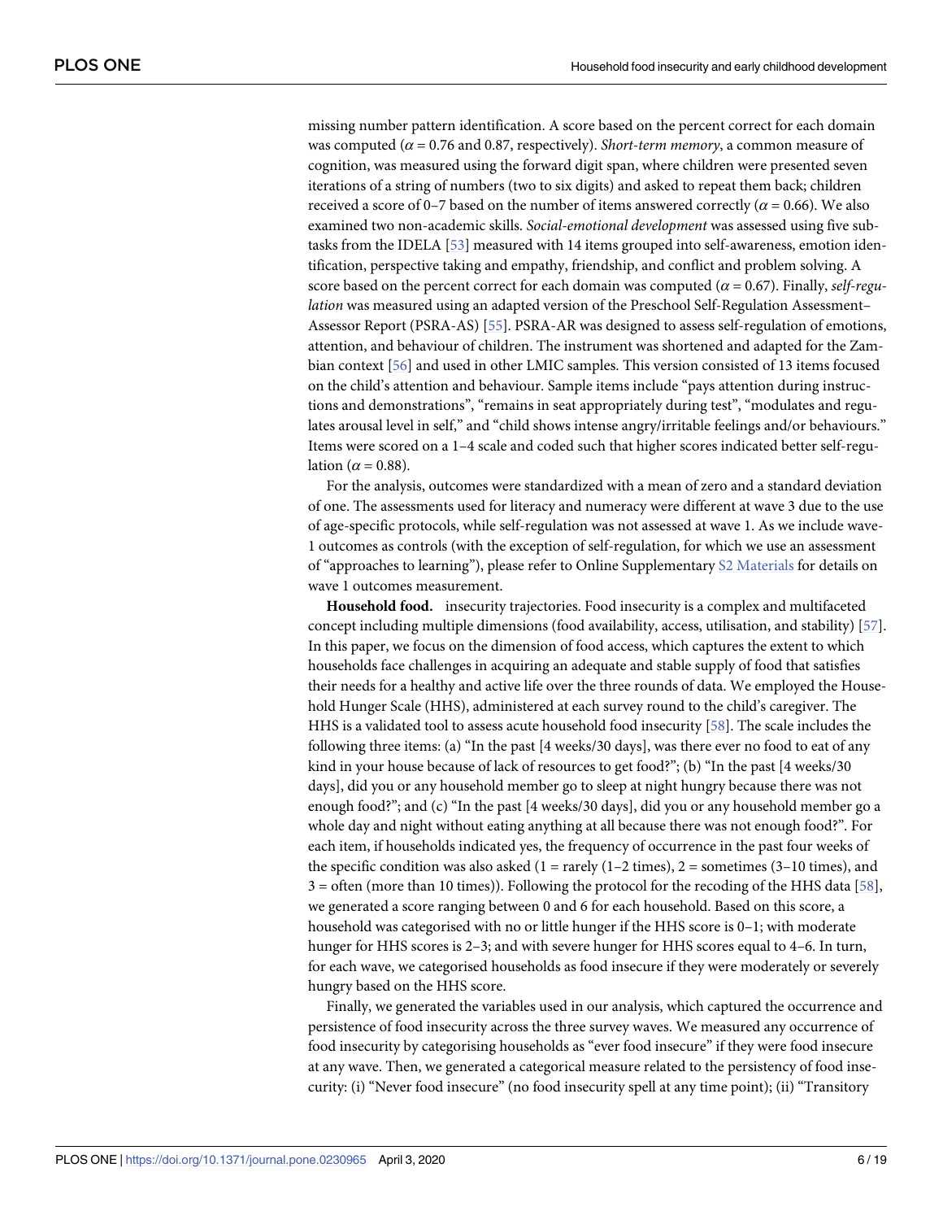missing number pattern identification. A score based on the percent correct for each domain was computed ($\alpha = 0.76$ and 0.87, respectively). *Short-term memory*, a common measure of cognition, was measured using the forward digit span, where children were presented seven iterations of a string of numbers (two to six digits) and asked to repeat them back; children received a score of 0–7 based on the number of items answered correctly ($\alpha = 0.66$). We also examined two non-academic skills. *Social-emotional development* was assessed using five subtasks from the IDELA [53] measured with 14 items grouped into self-awareness, emotion identification, perspective taking and empathy, friendship, and conflict and problem solving. A score based on the percent correct for each domain was computed ($\alpha = 0.67$). Finally, *self-regulation* was measured using an adapted version of the Preschool Self-Regulation Assessment–Assessor Report (PSRA-AS) [55]. PSRA-AR was designed to assess self-regulation of emotions, attention, and behaviour of children. The instrument was shortened and adapted for the Zambian context [56] and used in other LMIC samples. This version consisted of 13 items focused on the child's attention and behaviour. Sample items include "pays attention during instructions and demonstrations", "remains in seat appropriately during test", "modulates and regulates arousal level in self," and "child shows intense angry/irritable feelings and/or behaviours." Items were scored on a 1–4 scale and coded such that higher scores indicated better self-regulation ($\alpha = 0.88$).

For the analysis, outcomes were standardized with a mean of zero and a standard deviation of one. The assessments used for literacy and numeracy were different at wave 3 due to the use of age-specific protocols, while self-regulation was not assessed at wave 1. As we include wave-1 outcomes as controls (with the exception of self-regulation, for which we use an assessment of "approaches to learning"), please refer to Online Supplementary S2 Materials for details on wave 1 outcomes measurement.

**Household food.** insecurity trajectories. Food insecurity is a complex and multifaceted concept including multiple dimensions (food availability, access, utilisation, and stability) [57]. In this paper, we focus on the dimension of food access, which captures the extent to which households face challenges in acquiring an adequate and stable supply of food that satisfies their needs for a healthy and active life over the three rounds of data. We employed the Household Hunger Scale (HHS), administered at each survey round to the child's caregiver. The HHS is a validated tool to assess acute household food insecurity [58]. The scale includes the following three items: (a) "In the past [4 weeks/30 days], was there ever no food to eat of any kind in your house because of lack of resources to get food?"; (b) "In the past [4 weeks/30 days], did you or any household member go to sleep at night hungry because there was not enough food?"; and (c) "In the past [4 weeks/30 days], did you or any household member go a whole day and night without eating anything at all because there was not enough food?". For each item, if households indicated yes, the frequency of occurrence in the past four weeks of the specific condition was also asked (1 = rarely (1–2 times), 2 = sometimes (3–10 times), and 3 = often (more than 10 times)). Following the protocol for the recoding of the HHS data [58], we generated a score ranging between 0 and 6 for each household. Based on this score, a household was categorised with no or little hunger if the HHS score is 0–1; with moderate hunger for HHS scores is 2–3; and with severe hunger for HHS scores equal to 4–6. In turn, for each wave, we categorised households as food insecure if they were moderately or severely hungry based on the HHS score.

Finally, we generated the variables used in our analysis, which captured the occurrence and persistence of food insecurity across the three survey waves. We measured any occurrence of food insecurity by categorising households as "ever food insecure" if they were food insecure at any wave. Then, we generated a categorical measure related to the persistency of food insecurity: (i) "Never food insecure" (no food insecurity spell at any time point); (ii) "Transitory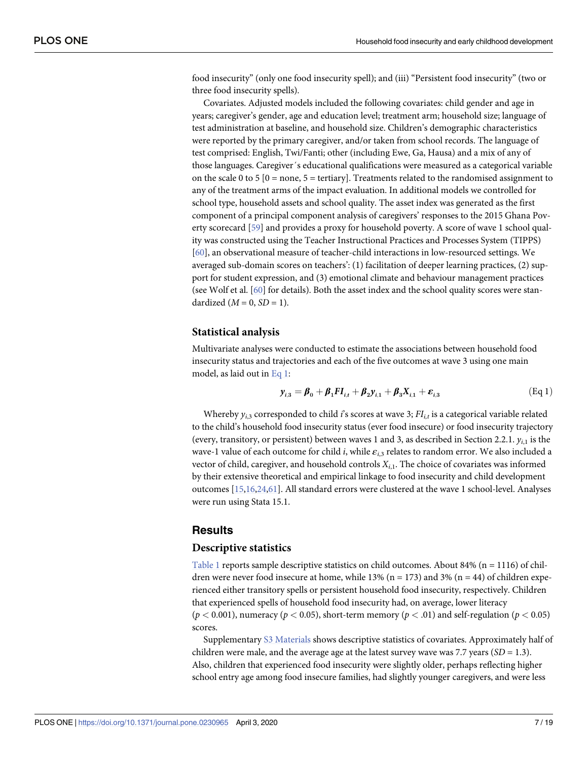food insecurity" (only one food insecurity spell); and (iii) "Persistent food insecurity" (two or three food insecurity spells).

Covariates. Adjusted models included the following covariates: child gender and age in years; caregiver's gender, age and education level; treatment arm; household size; language of test administration at baseline, and household size. Children's demographic characteristics were reported by the primary caregiver, and/or taken from school records. The language of test comprised: English, Twi/Fanti; other (including Ewe, Ga, Hausa) and a mix of any of those languages. Caregiver´s educational qualifications were measured as a categorical variable on the scale 0 to 5 [0 = none, 5 = tertiary]. Treatments related to the randomised assignment to any of the treatment arms of the impact evaluation. In additional models we controlled for school type, household assets and school quality. The asset index was generated as the first component of a principal component analysis of caregivers' responses to the 2015 Ghana Poverty scorecard [59] and provides a proxy for household poverty. A score of wave 1 school quality was constructed using the Teacher Instructional Practices and Processes System (TIPPS) [60], an observational measure of teacher-child interactions in low-resourced settings. We averaged sub-domain scores on teachers': (1) facilitation of deeper learning practices, (2) support for student expression, and (3) emotional climate and behaviour management practices (see Wolf et al. [60] for details). Both the asset index and the school quality scores were standardized ($M = 0$, $SD = 1$).

## Statistical analysis

Multivariate analyses were conducted to estimate the associations between household food insecurity status and trajectories and each of the five outcomes at wave 3 using one main model, as laid out in Eq 1:

$$\boldsymbol{y}_{i,3} = \boldsymbol{\beta}_0 + \boldsymbol{\beta}_1 \boldsymbol{FI}_{i,t} + \boldsymbol{\beta}_2 \boldsymbol{y}_{i,1} + \boldsymbol{\beta}_3 \boldsymbol{X}_{i,1} + \boldsymbol{\varepsilon}_{i,3} \quad \text{(Eq 1)}$$

Whereby $y_{i,3}$ corresponded to child $i$'s scores at wave 3; $FI_{i,t}$ is a categorical variable related to the child's household food insecurity status (ever food insecure) or food insecurity trajectory (every, transitory, or persistent) between waves 1 and 3, as described in Section 2.2.1. $y_{i,1}$ is the wave-1 value of each outcome for child $i$, while $\varepsilon_{i,3}$ relates to random error. We also included a vector of child, caregiver, and household controls $X_{i,1}$. The choice of covariates was informed by their extensive theoretical and empirical linkage to food insecurity and child development outcomes [15,16,24,61]. All standard errors were clustered at the wave 1 school-level. Analyses were run using Stata 15.1.

# Results

## Descriptive statistics

Table 1 reports sample descriptive statistics on child outcomes. About 84% (n = 1116) of children were never food insecure at home, while 13% (n = 173) and 3% (n = 44) of children experienced either transitory spells or persistent household food insecurity, respectively. Children that experienced spells of household food insecurity had, on average, lower literacy ($p < 0.001$), numeracy ($p < 0.05$), short-term memory ($p < .01$) and self-regulation ($p < 0.05$) scores.

Supplementary S3 Materials shows descriptive statistics of covariates. Approximately half of children were male, and the average age at the latest survey wave was 7.7 years ($SD = 1.3$). Also, children that experienced food insecurity were slightly older, perhaps reflecting higher school entry age among food insecure families, had slightly younger caregivers, and were less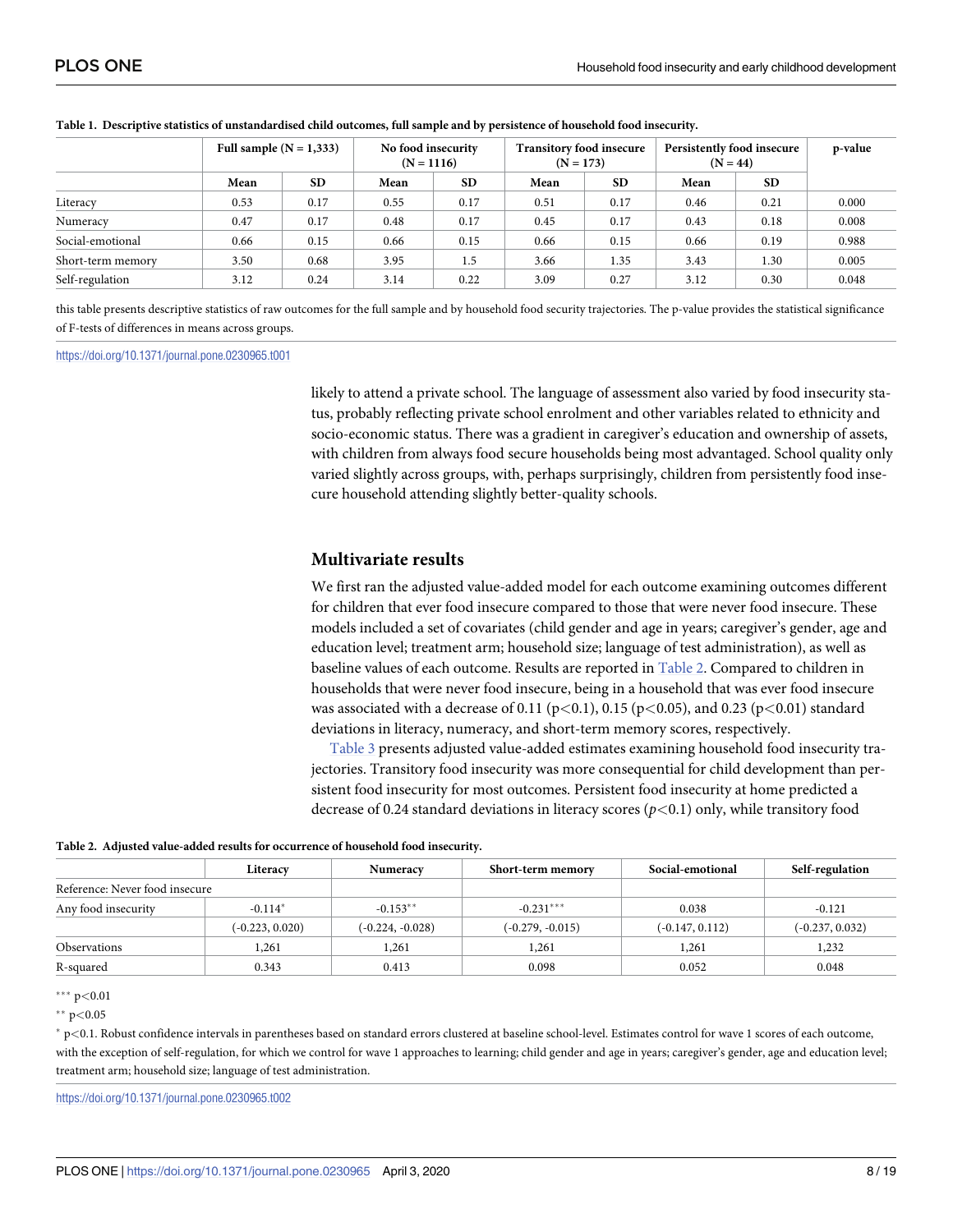**Table 1. Descriptive statistics of unstandardised child outcomes, full sample and by persistence of household food insecurity.**

| | Full sample (N = 1,333) | | No food insecurity (N = 1116) | | Transitory food insecure (N = 173) | | Persistently food insecure (N = 44) | | p-value |
|---|---|---|---|---|---|---|---|---|---|
| | Mean | SD | Mean | SD | Mean | SD | Mean | SD | |
| Literacy | 0.53 | 0.17 | 0.55 | 0.17 | 0.51 | 0.17 | 0.46 | 0.21 | 0.000 |
| Numeracy | 0.47 | 0.17 | 0.48 | 0.17 | 0.45 | 0.17 | 0.43 | 0.18 | 0.008 |
| Social-emotional | 0.66 | 0.15 | 0.66 | 0.15 | 0.66 | 0.15 | 0.66 | 0.19 | 0.988 |
| Short-term memory | 3.50 | 0.68 | 3.95 | 1.5 | 3.66 | 1.35 | 3.43 | 1.30 | 0.005 |
| Self-regulation | 3.12 | 0.24 | 3.14 | 0.22 | 3.09 | 0.27 | 3.12 | 0.30 | 0.048 |

this table presents descriptive statistics of raw outcomes for the full sample and by household food security trajectories. The p-value provides the statistical significance of F-tests of differences in means across groups.

https://doi.org/10.1371/journal.pone.0230965.t001

likely to attend a private school. The language of assessment also varied by food insecurity status, probably reflecting private school enrolment and other variables related to ethnicity and socio-economic status. There was a gradient in caregiver's education and ownership of assets, with children from always food secure households being most advantaged. School quality only varied slightly across groups, with, perhaps surprisingly, children from persistently food insecure household attending slightly better-quality schools.

## Multivariate results

We first ran the adjusted value-added model for each outcome examining outcomes different for children that ever food insecure compared to those that were never food insecure. These models included a set of covariates (child gender and age in years; caregiver's gender, age and education level; treatment arm; household size; language of test administration), as well as baseline values of each outcome. Results are reported in Table 2. Compared to children in households that were never food insecure, being in a household that was ever food insecure was associated with a decrease of 0.11 ($p<0.1$), 0.15 ($p<0.05$), and 0.23 ($p<0.01$) standard deviations in literacy, numeracy, and short-term memory scores, respectively.

Table 3 presents adjusted value-added estimates examining household food insecurity trajectories. Transitory food insecurity was more consequential for child development than persistent food insecurity for most outcomes. Persistent food insecurity at home predicted a decrease of 0.24 standard deviations in literacy scores ($p<0.1$) only, while transitory food

**Table 2. Adjusted value-added results for occurrence of household food insecurity.**

| | Literacy | Numeracy | Short-term memory | Social-emotional | Self-regulation |
|---|---|---|---|---|---|
| Reference: Never food insecure | | | | | |
| Any food insecurity | -0.114* | -0.153** | -0.231*** | 0.038 | -0.121 |
| | (-0.223, 0.020) | (-0.224, -0.028) | (-0.279, -0.015) | (-0.147, 0.112) | (-0.237, 0.032) |
| Observations | 1,261 | 1,261 | 1,261 | 1,261 | 1,232 |
| R-squared | 0.343 | 0.413 | 0.098 | 0.052 | 0.048 |

*** $p<0.01$

** $p<0.05$

* $p<0.1$. Robust confidence intervals in parentheses based on standard errors clustered at baseline school-level. Estimates control for wave 1 scores of each outcome, with the exception of self-regulation, for which we control for wave 1 approaches to learning; child gender and age in years; caregiver's gender, age and education level; treatment arm; household size; language of test administration.

https://doi.org/10.1371/journal.pone.0230965.t002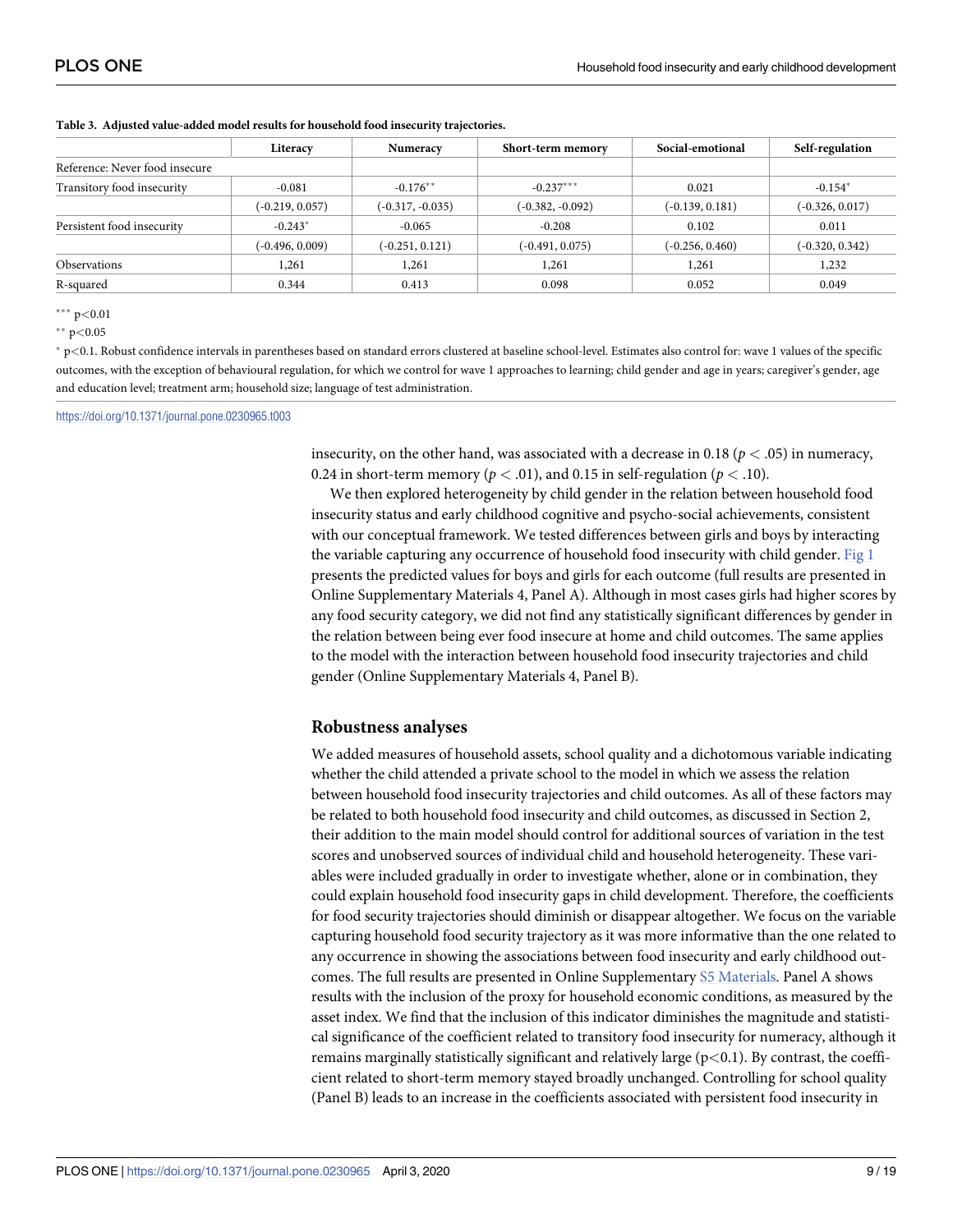**Table 3. Adjusted value-added model results for household food insecurity trajectories.**

| | Literacy | Numeracy | Short-term memory | Social-emotional | Self-regulation |
|---|---|---|---|---|---|
| Reference: Never food insecure | | | | | |
| Transitory food insecurity | -0.081 | -0.176** | -0.237*** | 0.021 | -0.154* |
| | (-0.219, 0.057) | (-0.317, -0.035) | (-0.382, -0.092) | (-0.139, 0.181) | (-0.326, 0.017) |
| Persistent food insecurity | -0.243* | -0.065 | -0.208 | 0.102 | 0.011 |
| | (-0.496, 0.009) | (-0.251, 0.121) | (-0.491, 0.075) | (-0.256, 0.460) | (-0.320, 0.342) |
| Observations | 1,261 | 1,261 | 1,261 | 1,261 | 1,232 |
| R-squared | 0.344 | 0.413 | 0.098 | 0.052 | 0.049 |

*** p<0.01

** p<0.05

* p<0.1. Robust confidence intervals in parentheses based on standard errors clustered at baseline school-level. Estimates also control for: wave 1 values of the specific outcomes, with the exception of behavioural regulation, for which we control for wave 1 approaches to learning; child gender and age in years; caregiver's gender, age and education level; treatment arm; household size; language of test administration.

https://doi.org/10.1371/journal.pone.0230965.t003

insecurity, on the other hand, was associated with a decrease in 0.18 ($p < .05$) in numeracy, 0.24 in short-term memory ($p < .01$), and 0.15 in self-regulation ($p < .10$).

We then explored heterogeneity by child gender in the relation between household food insecurity status and early childhood cognitive and psycho-social achievements, consistent with our conceptual framework. We tested differences between girls and boys by interacting the variable capturing any occurrence of household food insecurity with child gender. Fig 1 presents the predicted values for boys and girls for each outcome (full results are presented in Online Supplementary Materials 4, Panel A). Although in most cases girls had higher scores by any food security category, we did not find any statistically significant differences by gender in the relation between being ever food insecure at home and child outcomes. The same applies to the model with the interaction between household food insecurity trajectories and child gender (Online Supplementary Materials 4, Panel B).

## Robustness analyses

We added measures of household assets, school quality and a dichotomous variable indicating whether the child attended a private school to the model in which we assess the relation between household food insecurity trajectories and child outcomes. As all of these factors may be related to both household food insecurity and child outcomes, as discussed in Section 2, their addition to the main model should control for additional sources of variation in the test scores and unobserved sources of individual child and household heterogeneity. These variables were included gradually in order to investigate whether, alone or in combination, they could explain household food insecurity gaps in child development. Therefore, the coefficients for food security trajectories should diminish or disappear altogether. We focus on the variable capturing household food security trajectory as it was more informative than the one related to any occurrence in showing the associations between food insecurity and early childhood outcomes. The full results are presented in Online Supplementary S5 Materials. Panel A shows results with the inclusion of the proxy for household economic conditions, as measured by the asset index. We find that the inclusion of this indicator diminishes the magnitude and statistical significance of the coefficient related to transitory food insecurity for numeracy, although it remains marginally statistically significant and relatively large ($p<0.1$). By contrast, the coefficient related to short-term memory stayed broadly unchanged. Controlling for school quality (Panel B) leads to an increase in the coefficients associated with persistent food insecurity in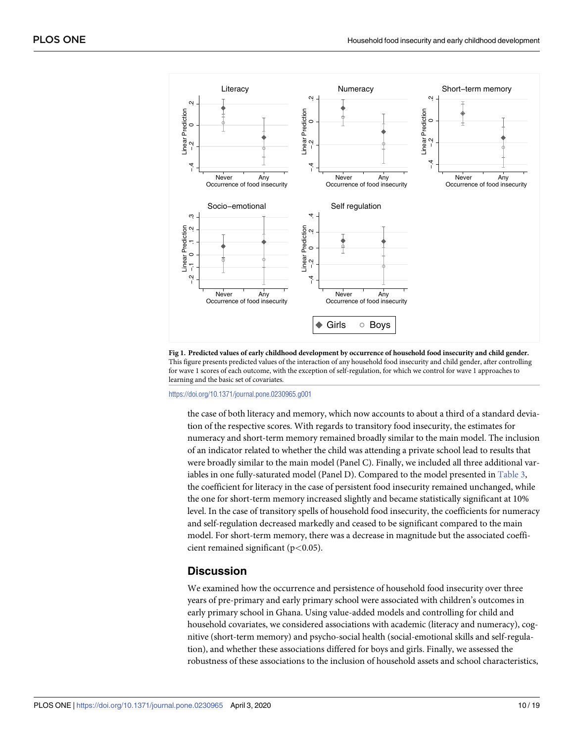**Fig 1. Predicted values of early childhood development by occurrence of household food insecurity and child gender.** This figure presents predicted values of the interaction of any household food insecurity and child gender, after controlling for wave 1 scores of each outcome, with the exception of self-regulation, for which we control for wave 1 approaches to learning and the basic set of covariates.

https://doi.org/10.1371/journal.pone.0230965.g001

the case of both literacy and memory, which now accounts to about a third of a standard deviation of the respective scores. With regards to transitory food insecurity, the estimates for numeracy and short-term memory remained broadly similar to the main model. The inclusion of an indicator related to whether the child was attending a private school lead to results that were broadly similar to the main model (Panel C). Finally, we included all three additional variables in one fully-saturated model (Panel D). Compared to the model presented in Table 3, the coefficient for literacy in the case of persistent food insecurity remained unchanged, while the one for short-term memory increased slightly and became statistically significant at 10% level. In the case of transitory spells of household food insecurity, the coefficients for numeracy and self-regulation decreased markedly and ceased to be significant compared to the main model. For short-term memory, there was a decrease in magnitude but the associated coefficient remained significant ($p<0.05$).

## Discussion

We examined how the occurrence and persistence of household food insecurity over three years of pre-primary and early primary school were associated with children's outcomes in early primary school in Ghana. Using value-added models and controlling for child and household covariates, we considered associations with academic (literacy and numeracy), cognitive (short-term memory) and psycho-social health (social-emotional skills and self-regulation), and whether these associations differed for boys and girls. Finally, we assessed the robustness of these associations to the inclusion of household assets and school characteristics,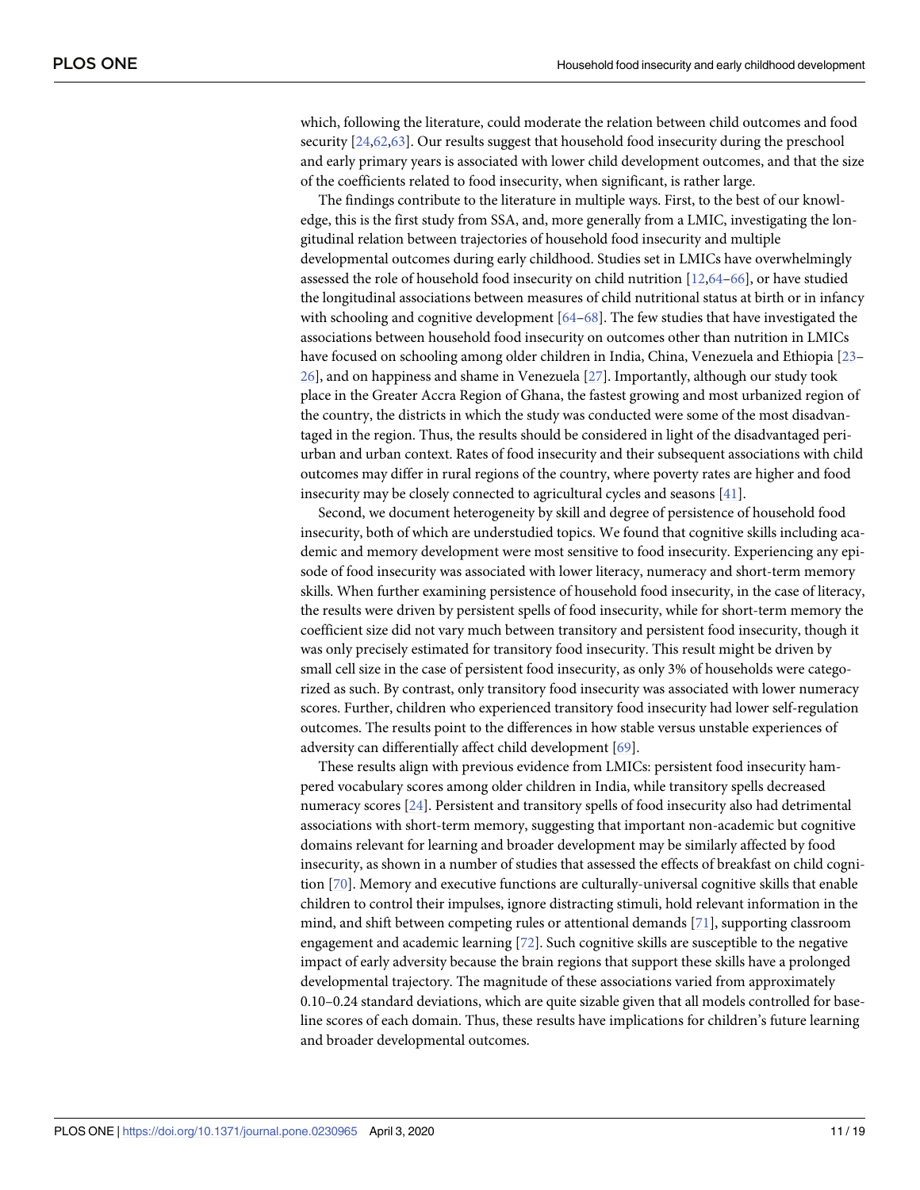which, following the literature, could moderate the relation between child outcomes and food security [24,62,63]. Our results suggest that household food insecurity during the preschool and early primary years is associated with lower child development outcomes, and that the size of the coefficients related to food insecurity, when significant, is rather large.

The findings contribute to the literature in multiple ways. First, to the best of our knowledge, this is the first study from SSA, and, more generally from a LMIC, investigating the longitudinal relation between trajectories of household food insecurity and multiple developmental outcomes during early childhood. Studies set in LMICs have overwhelmingly assessed the role of household food insecurity on child nutrition [12,64–66], or have studied the longitudinal associations between measures of child nutritional status at birth or in infancy with schooling and cognitive development [64–68]. The few studies that have investigated the associations between household food insecurity on outcomes other than nutrition in LMICs have focused on schooling among older children in India, China, Venezuela and Ethiopia [23–26], and on happiness and shame in Venezuela [27]. Importantly, although our study took place in the Greater Accra Region of Ghana, the fastest growing and most urbanized region of the country, the districts in which the study was conducted were some of the most disadvantaged in the region. Thus, the results should be considered in light of the disadvantaged peri-urban and urban context. Rates of food insecurity and their subsequent associations with child outcomes may differ in rural regions of the country, where poverty rates are higher and food insecurity may be closely connected to agricultural cycles and seasons [41].

Second, we document heterogeneity by skill and degree of persistence of household food insecurity, both of which are understudied topics. We found that cognitive skills including academic and memory development were most sensitive to food insecurity. Experiencing any episode of food insecurity was associated with lower literacy, numeracy and short-term memory skills. When further examining persistence of household food insecurity, in the case of literacy, the results were driven by persistent spells of food insecurity, while for short-term memory the coefficient size did not vary much between transitory and persistent food insecurity, though it was only precisely estimated for transitory food insecurity. This result might be driven by small cell size in the case of persistent food insecurity, as only 3% of households were categorized as such. By contrast, only transitory food insecurity was associated with lower numeracy scores. Further, children who experienced transitory food insecurity had lower self-regulation outcomes. The results point to the differences in how stable versus unstable experiences of adversity can differentially affect child development [69].

These results align with previous evidence from LMICs: persistent food insecurity hampered vocabulary scores among older children in India, while transitory spells decreased numeracy scores [24]. Persistent and transitory spells of food insecurity also had detrimental associations with short-term memory, suggesting that important non-academic but cognitive domains relevant for learning and broader development may be similarly affected by food insecurity, as shown in a number of studies that assessed the effects of breakfast on child cognition [70]. Memory and executive functions are culturally-universal cognitive skills that enable children to control their impulses, ignore distracting stimuli, hold relevant information in the mind, and shift between competing rules or attentional demands [71], supporting classroom engagement and academic learning [72]. Such cognitive skills are susceptible to the negative impact of early adversity because the brain regions that support these skills have a prolonged developmental trajectory. The magnitude of these associations varied from approximately 0.10–0.24 standard deviations, which are quite sizable given that all models controlled for baseline scores of each domain. Thus, these results have implications for children's future learning and broader developmental outcomes.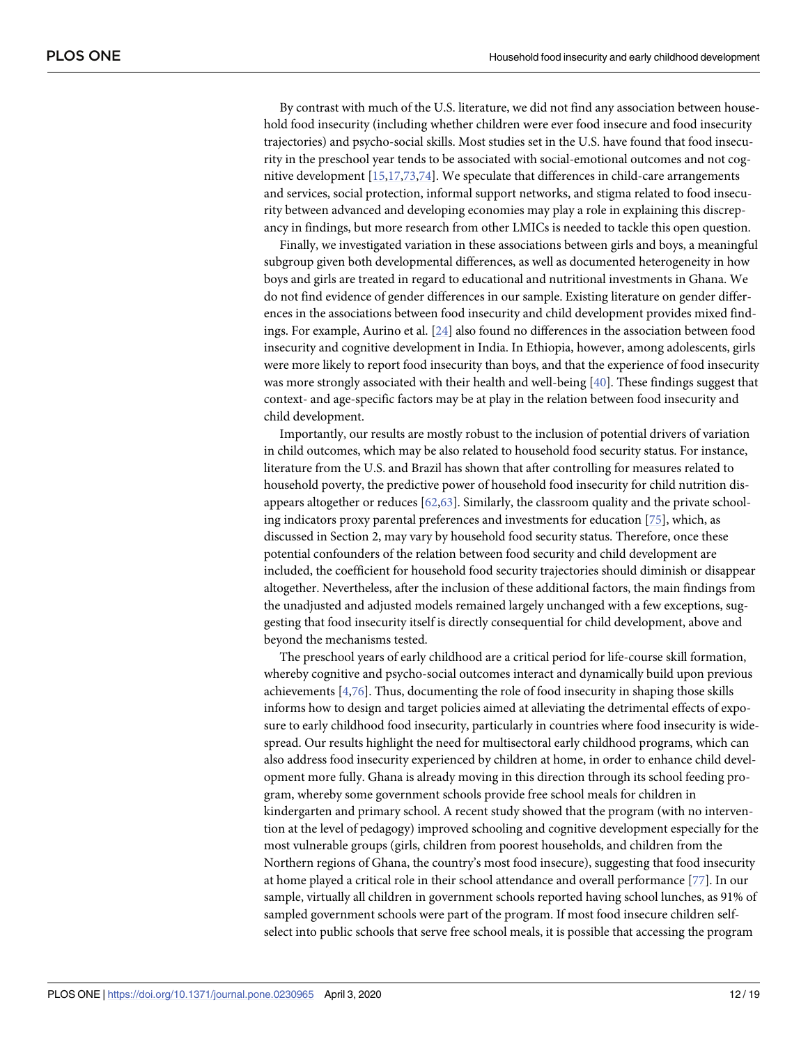By contrast with much of the U.S. literature, we did not find any association between household food insecurity (including whether children were ever food insecure and food insecurity trajectories) and psycho-social skills. Most studies set in the U.S. have found that food insecurity in the preschool year tends to be associated with social-emotional outcomes and not cognitive development [15,17,73,74]. We speculate that differences in child-care arrangements and services, social protection, informal support networks, and stigma related to food insecurity between advanced and developing economies may play a role in explaining this discrepancy in findings, but more research from other LMICs is needed to tackle this open question.

Finally, we investigated variation in these associations between girls and boys, a meaningful subgroup given both developmental differences, as well as documented heterogeneity in how boys and girls are treated in regard to educational and nutritional investments in Ghana. We do not find evidence of gender differences in our sample. Existing literature on gender differences in the associations between food insecurity and child development provides mixed findings. For example, Aurino et al. [24] also found no differences in the association between food insecurity and cognitive development in India. In Ethiopia, however, among adolescents, girls were more likely to report food insecurity than boys, and that the experience of food insecurity was more strongly associated with their health and well-being [40]. These findings suggest that context- and age-specific factors may be at play in the relation between food insecurity and child development.

Importantly, our results are mostly robust to the inclusion of potential drivers of variation in child outcomes, which may be also related to household food security status. For instance, literature from the U.S. and Brazil has shown that after controlling for measures related to household poverty, the predictive power of household food insecurity for child nutrition disappears altogether or reduces [62,63]. Similarly, the classroom quality and the private schooling indicators proxy parental preferences and investments for education [75], which, as discussed in Section 2, may vary by household food security status. Therefore, once these potential confounders of the relation between food security and child development are included, the coefficient for household food security trajectories should diminish or disappear altogether. Nevertheless, after the inclusion of these additional factors, the main findings from the unadjusted and adjusted models remained largely unchanged with a few exceptions, suggesting that food insecurity itself is directly consequential for child development, above and beyond the mechanisms tested.

The preschool years of early childhood are a critical period for life-course skill formation, whereby cognitive and psycho-social outcomes interact and dynamically build upon previous achievements [4,76]. Thus, documenting the role of food insecurity in shaping those skills informs how to design and target policies aimed at alleviating the detrimental effects of exposure to early childhood food insecurity, particularly in countries where food insecurity is widespread. Our results highlight the need for multisectoral early childhood programs, which can also address food insecurity experienced by children at home, in order to enhance child development more fully. Ghana is already moving in this direction through its school feeding program, whereby some government schools provide free school meals for children in kindergarten and primary school. A recent study showed that the program (with no intervention at the level of pedagogy) improved schooling and cognitive development especially for the most vulnerable groups (girls, children from poorest households, and children from the Northern regions of Ghana, the country's most food insecure), suggesting that food insecurity at home played a critical role in their school attendance and overall performance [77]. In our sample, virtually all children in government schools reported having school lunches, as 91% of sampled government schools were part of the program. If most food insecure children self-select into public schools that serve free school meals, it is possible that accessing the program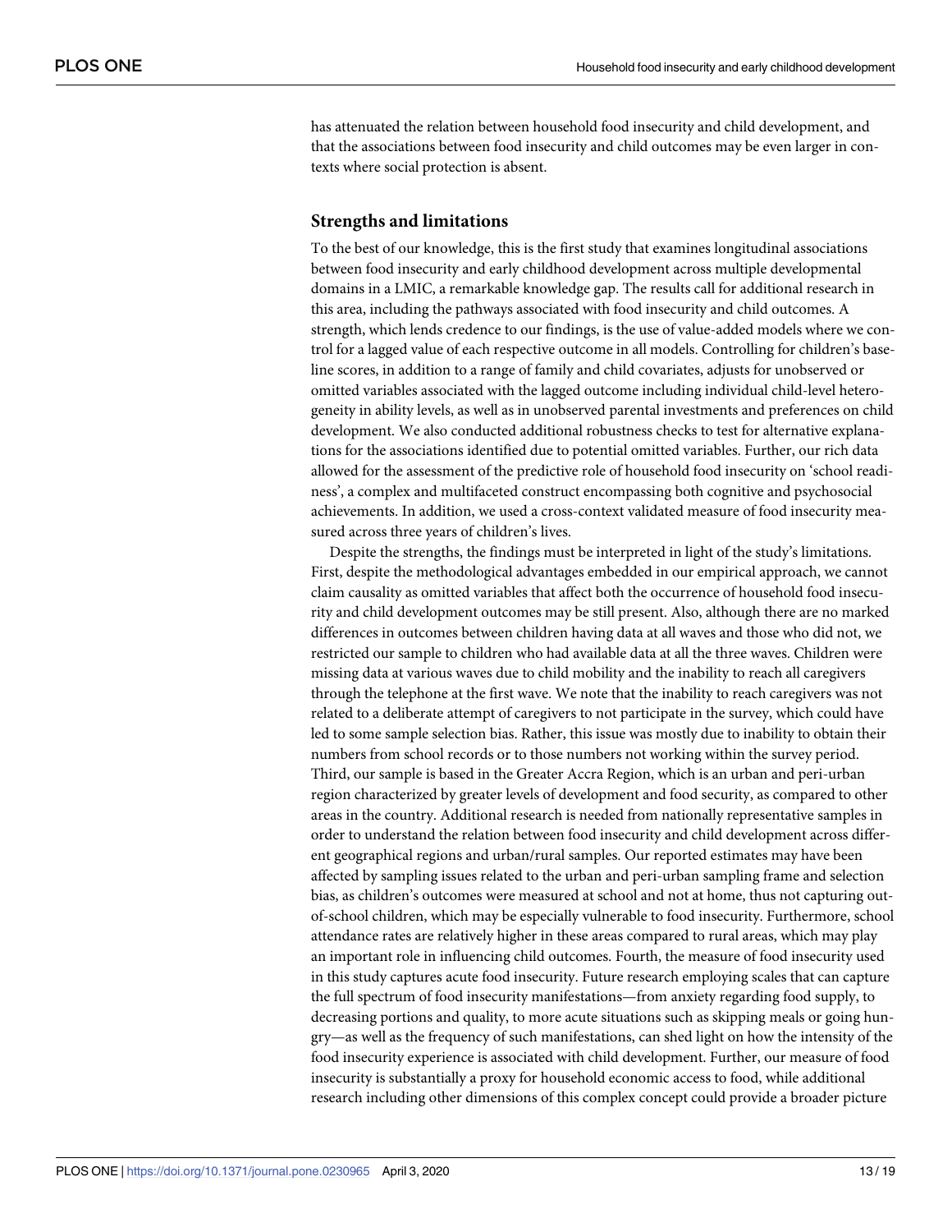has attenuated the relation between household food insecurity and child development, and that the associations between food insecurity and child outcomes may be even larger in contexts where social protection is absent.

### Strengths and limitations

To the best of our knowledge, this is the first study that examines longitudinal associations between food insecurity and early childhood development across multiple developmental domains in a LMIC, a remarkable knowledge gap. The results call for additional research in this area, including the pathways associated with food insecurity and child outcomes. A strength, which lends credence to our findings, is the use of value-added models where we control for a lagged value of each respective outcome in all models. Controlling for children's baseline scores, in addition to a range of family and child covariates, adjusts for unobserved or omitted variables associated with the lagged outcome including individual child-level heterogeneity in ability levels, as well as in unobserved parental investments and preferences on child development. We also conducted additional robustness checks to test for alternative explanations for the associations identified due to potential omitted variables. Further, our rich data allowed for the assessment of the predictive role of household food insecurity on 'school readiness', a complex and multifaceted construct encompassing both cognitive and psychosocial achievements. In addition, we used a cross-context validated measure of food insecurity measured across three years of children's lives.

Despite the strengths, the findings must be interpreted in light of the study's limitations. First, despite the methodological advantages embedded in our empirical approach, we cannot claim causality as omitted variables that affect both the occurrence of household food insecurity and child development outcomes may be still present. Also, although there are no marked differences in outcomes between children having data at all waves and those who did not, we restricted our sample to children who had available data at all the three waves. Children were missing data at various waves due to child mobility and the inability to reach all caregivers through the telephone at the first wave. We note that the inability to reach caregivers was not related to a deliberate attempt of caregivers to not participate in the survey, which could have led to some sample selection bias. Rather, this issue was mostly due to inability to obtain their numbers from school records or to those numbers not working within the survey period. Third, our sample is based in the Greater Accra Region, which is an urban and peri-urban region characterized by greater levels of development and food security, as compared to other areas in the country. Additional research is needed from nationally representative samples in order to understand the relation between food insecurity and child development across different geographical regions and urban/rural samples. Our reported estimates may have been affected by sampling issues related to the urban and peri-urban sampling frame and selection bias, as children's outcomes were measured at school and not at home, thus not capturing out-of-school children, which may be especially vulnerable to food insecurity. Furthermore, school attendance rates are relatively higher in these areas compared to rural areas, which may play an important role in influencing child outcomes. Fourth, the measure of food insecurity used in this study captures acute food insecurity. Future research employing scales that can capture the full spectrum of food insecurity manifestations—from anxiety regarding food supply, to decreasing portions and quality, to more acute situations such as skipping meals or going hungry—as well as the frequency of such manifestations, can shed light on how the intensity of the food insecurity experience is associated with child development. Further, our measure of food insecurity is substantially a proxy for household economic access to food, while additional research including other dimensions of this complex concept could provide a broader picture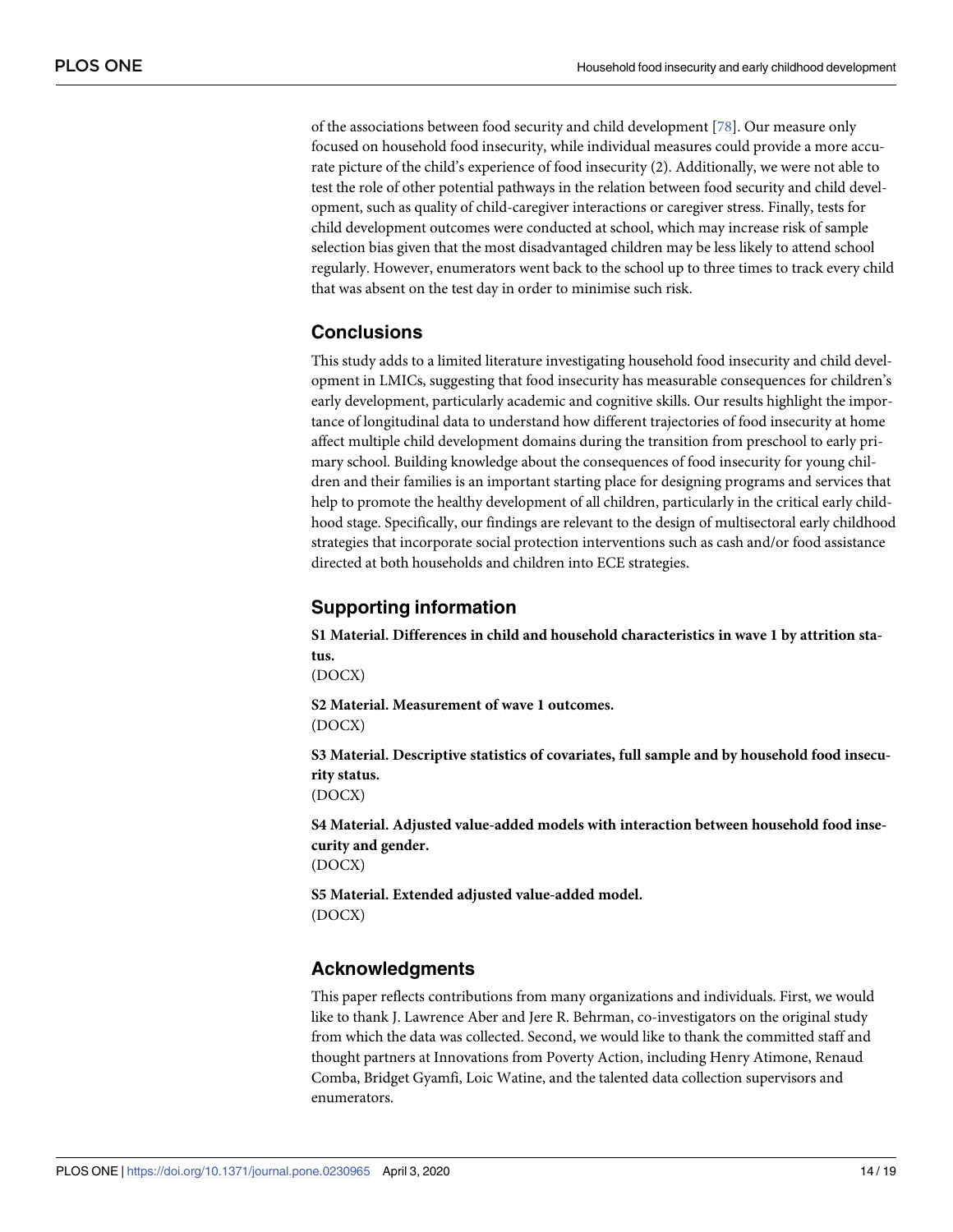of the associations between food security and child development [78]. Our measure only focused on household food insecurity, while individual measures could provide a more accurate picture of the child's experience of food insecurity (2). Additionally, we were not able to test the role of other potential pathways in the relation between food security and child development, such as quality of child-caregiver interactions or caregiver stress. Finally, tests for child development outcomes were conducted at school, which may increase risk of sample selection bias given that the most disadvantaged children may be less likely to attend school regularly. However, enumerators went back to the school up to three times to track every child that was absent on the test day in order to minimise such risk.

## Conclusions

This study adds to a limited literature investigating household food insecurity and child development in LMICs, suggesting that food insecurity has measurable consequences for children's early development, particularly academic and cognitive skills. Our results highlight the importance of longitudinal data to understand how different trajectories of food insecurity at home affect multiple child development domains during the transition from preschool to early primary school. Building knowledge about the consequences of food insecurity for young children and their families is an important starting place for designing programs and services that help to promote the healthy development of all children, particularly in the critical early childhood stage. Specifically, our findings are relevant to the design of multisectoral early childhood strategies that incorporate social protection interventions such as cash and/or food assistance directed at both households and children into ECE strategies.

## Supporting information

**S1 Material. Differences in child and household characteristics in wave 1 by attrition status.**
(DOCX)

**S2 Material. Measurement of wave 1 outcomes.**
(DOCX)

**S3 Material. Descriptive statistics of covariates, full sample and by household food insecurity status.**
(DOCX)

**S4 Material. Adjusted value-added models with interaction between household food insecurity and gender.**
(DOCX)

**S5 Material. Extended adjusted value-added model.**
(DOCX)

## Acknowledgments

This paper reflects contributions from many organizations and individuals. First, we would like to thank J. Lawrence Aber and Jere R. Behrman, co-investigators on the original study from which the data was collected. Second, we would like to thank the committed staff and thought partners at Innovations from Poverty Action, including Henry Atimone, Renaud Comba, Bridget Gyamfi, Loic Watine, and the talented data collection supervisors and enumerators.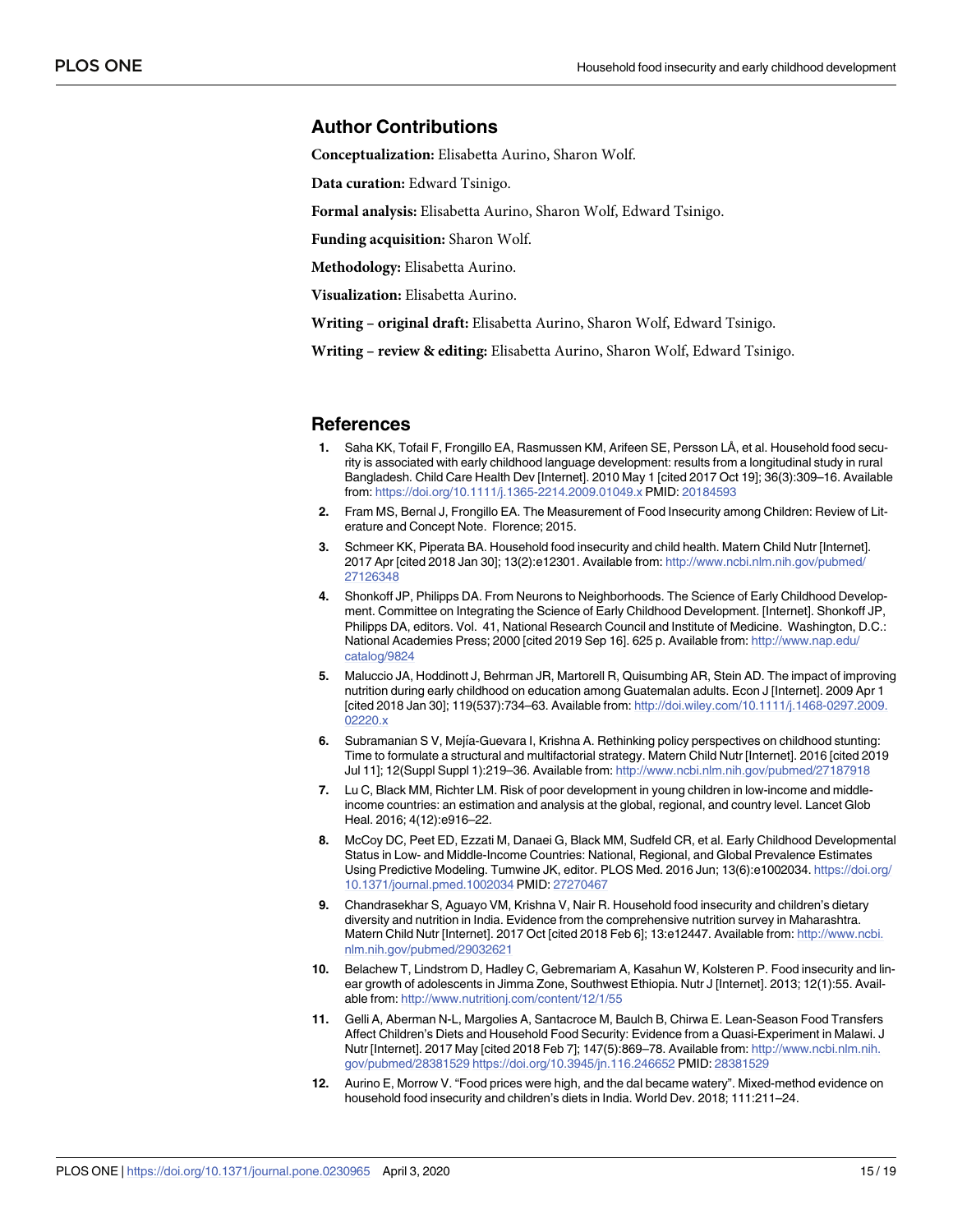## Author Contributions

**Conceptualization:** Elisabetta Aurino, Sharon Wolf.

**Data curation:** Edward Tsinigo.

**Formal analysis:** Elisabetta Aurino, Sharon Wolf, Edward Tsinigo.

**Funding acquisition:** Sharon Wolf.

**Methodology:** Elisabetta Aurino.

**Visualization:** Elisabetta Aurino.

**Writing – original draft:** Elisabetta Aurino, Sharon Wolf, Edward Tsinigo.

**Writing – review & editing:** Elisabetta Aurino, Sharon Wolf, Edward Tsinigo.

## References

1. Saha KK, Tofail F, Frongillo EA, Rasmussen KM, Arifeen SE, Persson LÅ, et al. Household food security is associated with early childhood language development: results from a longitudinal study in rural Bangladesh. Child Care Health Dev [Internet]. 2010 May 1 [cited 2017 Oct 19]; 36(3):309–16. Available from: https://doi.org/10.1111/j.1365-2214.2009.01049.x PMID: 20184593
2. Fram MS, Bernal J, Frongillo EA. The Measurement of Food Insecurity among Children: Review of Literature and Concept Note. Florence; 2015.
3. Schmeer KK, Piperata BA. Household food insecurity and child health. Matern Child Nutr [Internet]. 2017 Apr [cited 2018 Jan 30]; 13(2):e12301. Available from: http://www.ncbi.nlm.nih.gov/pubmed/27126348
4. Shonkoff JP, Philipps DA. From Neurons to Neighborhoods. The Science of Early Childhood Development. Committee on Integrating the Science of Early Childhood Development. [Internet]. Shonkoff JP, Philipps DA, editors. Vol. 41, National Research Council and Institute of Medicine. Washington, D.C.: National Academies Press; 2000 [cited 2019 Sep 16]. 625 p. Available from: http://www.nap.edu/catalog/9824
5. Maluccio JA, Hoddinott J, Behrman JR, Martorell R, Quisumbing AR, Stein AD. The impact of improving nutrition during early childhood on education among Guatemalan adults. Econ J [Internet]. 2009 Apr 1 [cited 2018 Jan 30]; 119(537):734–63. Available from: http://doi.wiley.com/10.1111/j.1468-0297.2009.02220.x
6. Subramanian S V, Mejía-Guevara I, Krishna A. Rethinking policy perspectives on childhood stunting: Time to formulate a structural and multifactorial strategy. Matern Child Nutr [Internet]. 2016 [cited 2019 Jul 11]; 12(Suppl Suppl 1):219–36. Available from: http://www.ncbi.nlm.nih.gov/pubmed/27187918
7. Lu C, Black MM, Richter LM. Risk of poor development in young children in low-income and middle-income countries: an estimation and analysis at the global, regional, and country level. Lancet Glob Heal. 2016; 4(12):e916–22.
8. McCoy DC, Peet ED, Ezzati M, Danaei G, Black MM, Sudfeld CR, et al. Early Childhood Developmental Status in Low- and Middle-Income Countries: National, Regional, and Global Prevalence Estimates Using Predictive Modeling. Tumwine JK, editor. PLOS Med. 2016 Jun; 13(6):e1002034. https://doi.org/10.1371/journal.pmed.1002034 PMID: 27270467
9. Chandrasekhar S, Aguayo VM, Krishna V, Nair R. Household food insecurity and children's dietary diversity and nutrition in India. Evidence from the comprehensive nutrition survey in Maharashtra. Matern Child Nutr [Internet]. 2017 Oct [cited 2018 Feb 6]; 13:e12447. Available from: http://www.ncbi.nlm.nih.gov/pubmed/29032621
10. Belachew T, Lindstrom D, Hadley C, Gebremariam A, Kasahun W, Kolsteren P. Food insecurity and linear growth of adolescents in Jimma Zone, Southwest Ethiopia. Nutr J [Internet]. 2013; 12(1):55. Available from: http://www.nutritionj.com/content/12/1/55
11. Gelli A, Aberman N-L, Margolies A, Santacroce M, Baulch B, Chirwa E. Lean-Season Food Transfers Affect Children's Diets and Household Food Security: Evidence from a Quasi-Experiment in Malawi. J Nutr [Internet]. 2017 May [cited 2018 Feb 7]; 147(5):869–78. Available from: http://www.ncbi.nlm.nih.gov/pubmed/28381529 https://doi.org/10.3945/jn.116.246652 PMID: 28381529
12. Aurino E, Morrow V. "Food prices were high, and the dal became watery". Mixed-method evidence on household food insecurity and children's diets in India. World Dev. 2018; 111:211–24.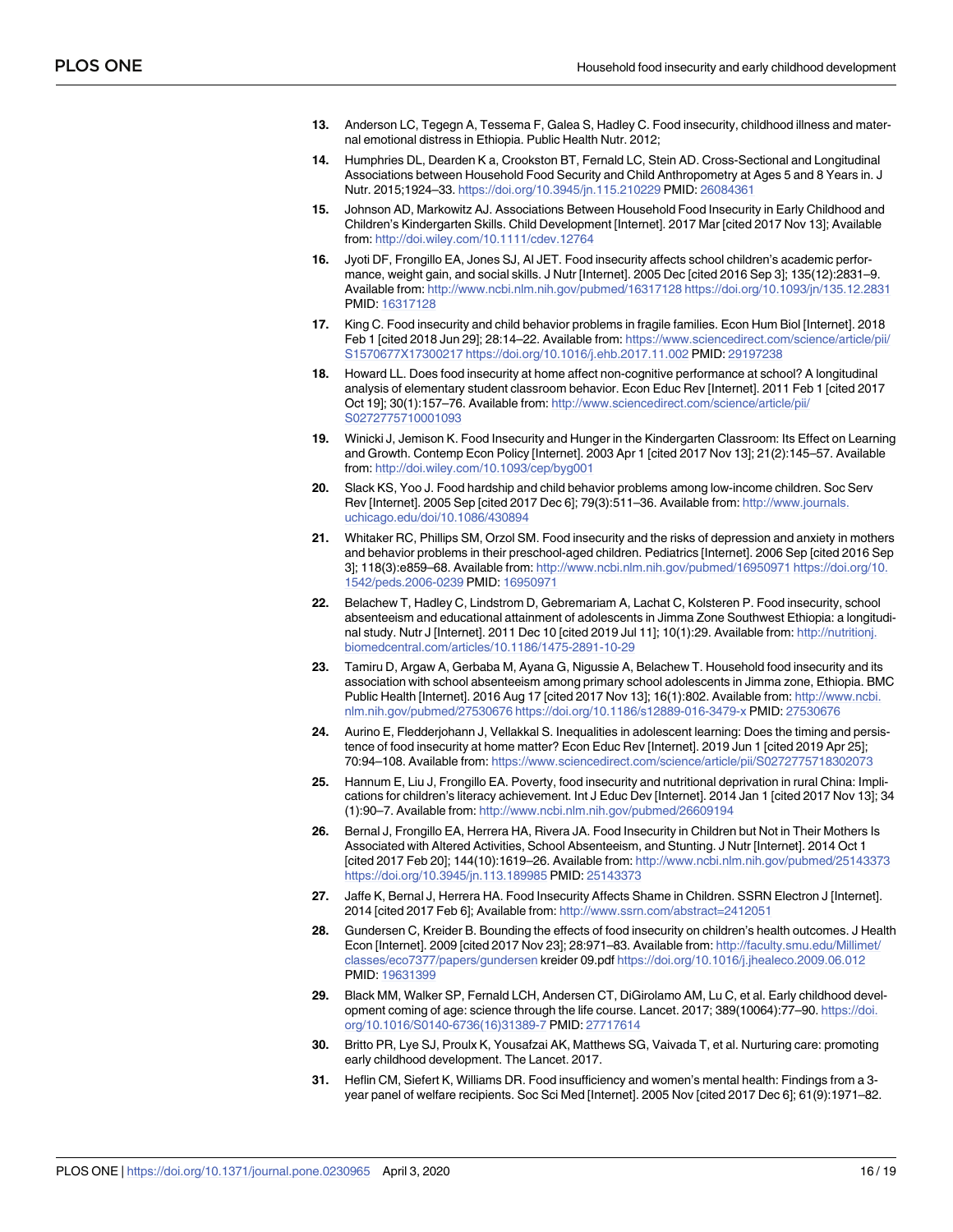13. Anderson LC, Tegegn A, Tessema F, Galea S, Hadley C. Food insecurity, childhood illness and maternal emotional distress in Ethiopia. Public Health Nutr. 2012;

14. Humphries DL, Dearden K a, Crookston BT, Fernald LC, Stein AD. Cross-Sectional and Longitudinal Associations between Household Food Security and Child Anthropometry at Ages 5 and 8 Years in. J Nutr. 2015;1924–33. https://doi.org/10.3945/jn.115.210229 PMID: 26084361

15. Johnson AD, Markowitz AJ. Associations Between Household Food Insecurity in Early Childhood and Children's Kindergarten Skills. Child Development [Internet]. 2017 Mar [cited 2017 Nov 13]; Available from: http://doi.wiley.com/10.1111/cdev.12764

16. Jyoti DF, Frongillo EA, Jones SJ, Al JET. Food insecurity affects school children's academic performance, weight gain, and social skills. J Nutr [Internet]. 2005 Dec [cited 2016 Sep 3]; 135(12):2831–9. Available from: http://www.ncbi.nlm.nih.gov/pubmed/16317128 https://doi.org/10.1093/jn/135.12.2831 PMID: 16317128

17. King C. Food insecurity and child behavior problems in fragile families. Econ Hum Biol [Internet]. 2018 Feb 1 [cited 2018 Jun 29]; 28:14–22. Available from: https://www.sciencedirect.com/science/article/pii/S1570677X17300217 https://doi.org/10.1016/j.ehb.2017.11.002 PMID: 29197238

18. Howard LL. Does food insecurity at home affect non-cognitive performance at school? A longitudinal analysis of elementary student classroom behavior. Econ Educ Rev [Internet]. 2011 Feb 1 [cited 2017 Oct 19]; 30(1):157–76. Available from: http://www.sciencedirect.com/science/article/pii/S0272775710001093

19. Winicki J, Jemison K. Food Insecurity and Hunger in the Kindergarten Classroom: Its Effect on Learning and Growth. Contemp Econ Policy [Internet]. 2003 Apr 1 [cited 2017 Nov 13]; 21(2):145–57. Available from: http://doi.wiley.com/10.1093/cep/byg001

20. Slack KS, Yoo J. Food hardship and child behavior problems among low-income children. Soc Serv Rev [Internet]. 2005 Sep [cited 2017 Dec 6]; 79(3):511–36. Available from: http://www.journals.uchicago.edu/doi/10.1086/430894

21. Whitaker RC, Phillips SM, Orzol SM. Food insecurity and the risks of depression and anxiety in mothers and behavior problems in their preschool-aged children. Pediatrics [Internet]. 2006 Sep [cited 2016 Sep 3]; 118(3):e859–68. Available from: http://www.ncbi.nlm.nih.gov/pubmed/16950971 https://doi.org/10.1542/peds.2006-0239 PMID: 16950971

22. Belachew T, Hadley C, Lindstrom D, Gebremariam A, Lachat C, Kolsteren P. Food insecurity, school absenteeism and educational attainment of adolescents in Jimma Zone Southwest Ethiopia: a longitudinal study. Nutr J [Internet]. 2011 Dec 10 [cited 2019 Jul 11]; 10(1):29. Available from: http://nutritionj.biomedcentral.com/articles/10.1186/1475-2891-10-29

23. Tamiru D, Argaw A, Gerbaba M, Ayana G, Nigussie A, Belachew T. Household food insecurity and its association with school absenteeism among primary school adolescents in Jimma zone, Ethiopia. BMC Public Health [Internet]. 2016 Aug 17 [cited 2017 Nov 13]; 16(1):802. Available from: http://www.ncbi.nlm.nih.gov/pubmed/27530676 https://doi.org/10.1186/s12889-016-3479-x PMID: 27530676

24. Aurino E, Fledderjohann J, Vellakkal S. Inequalities in adolescent learning: Does the timing and persistence of food insecurity at home matter? Econ Educ Rev [Internet]. 2019 Jun 1 [cited 2019 Apr 25]; 70:94–108. Available from: https://www.sciencedirect.com/science/article/pii/S0272775718302073

25. Hannum E, Liu J, Frongillo EA. Poverty, food insecurity and nutritional deprivation in rural China: Implications for children's literacy achievement. Int J Educ Dev [Internet]. 2014 Jan 1 [cited 2017 Nov 13]; 34 (1):90–7. Available from: http://www.ncbi.nlm.nih.gov/pubmed/26609194

26. Bernal J, Frongillo EA, Herrera HA, Rivera JA. Food Insecurity in Children but Not in Their Mothers Is Associated with Altered Activities, School Absenteeism, and Stunting. J Nutr [Internet]. 2014 Oct 1 [cited 2017 Feb 20]; 144(10):1619–26. Available from: http://www.ncbi.nlm.nih.gov/pubmed/25143373 https://doi.org/10.3945/jn.113.189985 PMID: 25143373

27. Jaffe K, Bernal J, Herrera HA. Food Insecurity Affects Shame in Children. SSRN Electron J [Internet]. 2014 [cited 2017 Feb 6]; Available from: http://www.ssrn.com/abstract=2412051

28. Gundersen C, Kreider B. Bounding the effects of food insecurity on children's health outcomes. J Health Econ [Internet]. 2009 [cited 2017 Nov 23]; 28:971–83. Available from: http://faculty.smu.edu/Millimet/classes/eco7377/papers/gundersen kreider 09.pdf https://doi.org/10.1016/j.jhealeco.2009.06.012 PMID: 19631399

29. Black MM, Walker SP, Fernald LCH, Andersen CT, DiGirolamo AM, Lu C, et al. Early childhood development coming of age: science through the life course. Lancet. 2017; 389(10064):77–90. https://doi.org/10.1016/S0140-6736(16)31389-7 PMID: 27717614

30. Britto PR, Lye SJ, Proulx K, Yousafzai AK, Matthews SG, Vaivada T, et al. Nurturing care: promoting early childhood development. The Lancet. 2017.

31. Heflin CM, Siefert K, Williams DR. Food insufficiency and women's mental health: Findings from a 3-year panel of welfare recipients. Soc Sci Med [Internet]. 2005 Nov [cited 2017 Dec 6]; 61(9):1971–82.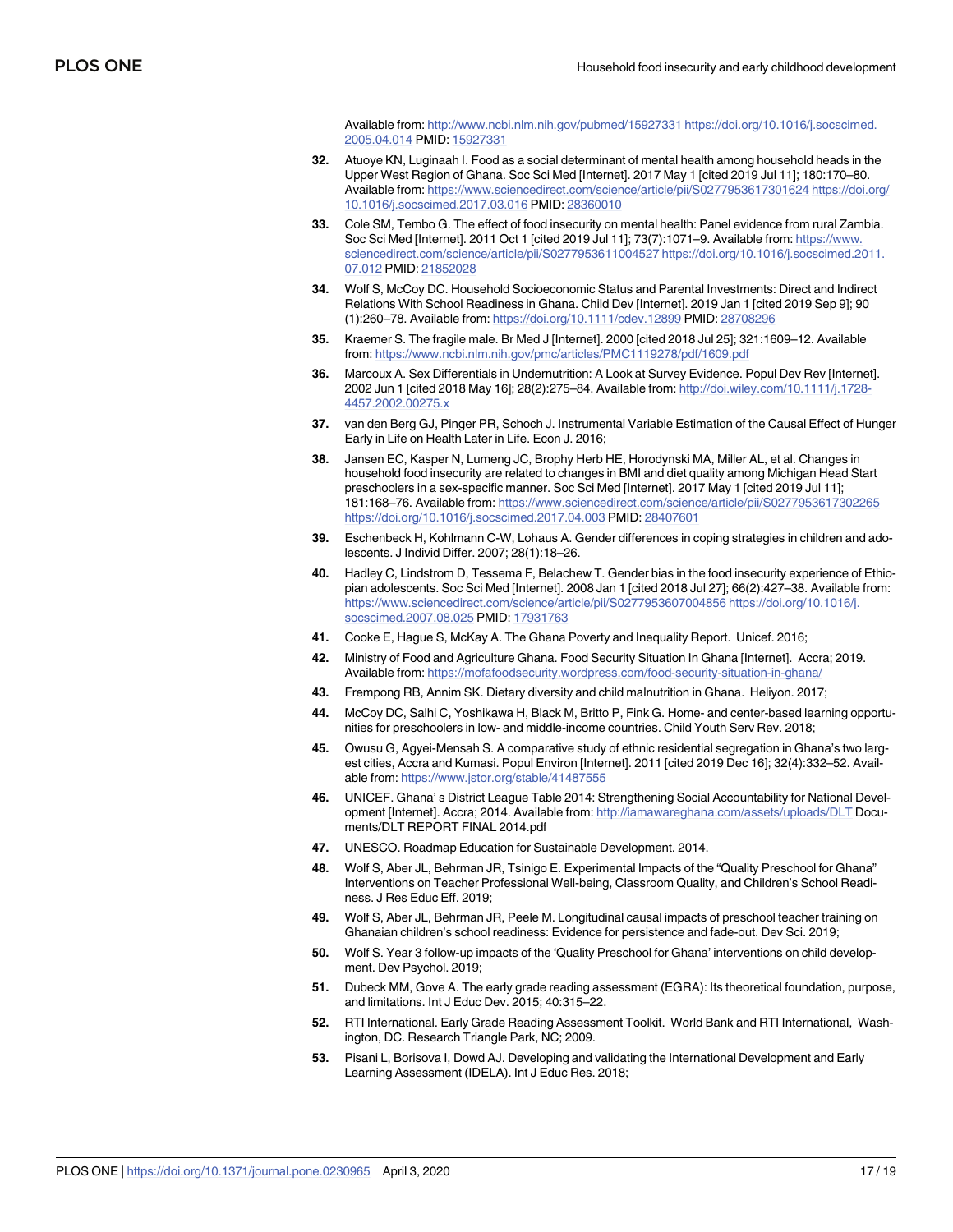Available from: http://www.ncbi.nlm.nih.gov/pubmed/15927331 https://doi.org/10.1016/j.socscimed.2005.04.014 PMID: 15927331

32. Atuoye KN, Luginaah I. Food as a social determinant of mental health among household heads in the Upper West Region of Ghana. Soc Sci Med [Internet]. 2017 May 1 [cited 2019 Jul 11]; 180:170–80. Available from: https://www.sciencedirect.com/science/article/pii/S0277953617301624 https://doi.org/10.1016/j.socscimed.2017.03.016 PMID: 28360010

33. Cole SM, Tembo G. The effect of food insecurity on mental health: Panel evidence from rural Zambia. Soc Sci Med [Internet]. 2011 Oct 1 [cited 2019 Jul 11]; 73(7):1071–9. Available from: https://www.sciencedirect.com/science/article/pii/S0277953611004527 https://doi.org/10.1016/j.socscimed.2011.07.012 PMID: 21852028

34. Wolf S, McCoy DC. Household Socioeconomic Status and Parental Investments: Direct and Indirect Relations With School Readiness in Ghana. Child Dev [Internet]. 2019 Jan 1 [cited 2019 Sep 9]; 90(1):260–78. Available from: https://doi.org/10.1111/cdev.12899 PMID: 28708296

35. Kraemer S. The fragile male. Br Med J [Internet]. 2000 [cited 2018 Jul 25]; 321:1609–12. Available from: https://www.ncbi.nlm.nih.gov/pmc/articles/PMC1119278/pdf/1609.pdf

36. Marcoux A. Sex Differentials in Undernutrition: A Look at Survey Evidence. Popul Dev Rev [Internet]. 2002 Jun 1 [cited 2018 May 16]; 28(2):275–84. Available from: http://doi.wiley.com/10.1111/j.1728-4457.2002.00275.x

37. van den Berg GJ, Pinger PR, Schoch J. Instrumental Variable Estimation of the Causal Effect of Hunger Early in Life on Health Later in Life. Econ J. 2016;

38. Jansen EC, Kasper N, Lumeng JC, Brophy Herb HE, Horodynski MA, Miller AL, et al. Changes in household food insecurity are related to changes in BMI and diet quality among Michigan Head Start preschoolers in a sex-specific manner. Soc Sci Med [Internet]. 2017 May 1 [cited 2019 Jul 11]; 181:168–76. Available from: https://www.sciencedirect.com/science/article/pii/S0277953617302265 https://doi.org/10.1016/j.socscimed.2017.04.003 PMID: 28407601

39. Eschenbeck H, Kohlmann C-W, Lohaus A. Gender differences in coping strategies in children and adolescents. J Individ Differ. 2007; 28(1):18–26.

40. Hadley C, Lindstrom D, Tessema F, Belachew T. Gender bias in the food insecurity experience of Ethiopian adolescents. Soc Sci Med [Internet]. 2008 Jan 1 [cited 2018 Jul 27]; 66(2):427–38. Available from: https://www.sciencedirect.com/science/article/pii/S0277953607004856 https://doi.org/10.1016/j.socscimed.2007.08.025 PMID: 17931763

41. Cooke E, Hague S, McKay A. The Ghana Poverty and Inequality Report. Unicef. 2016;

42. Ministry of Food and Agriculture Ghana. Food Security Situation In Ghana [Internet]. Accra; 2019. Available from: https://mofafoodsecurity.wordpress.com/food-security-situation-in-ghana/

43. Frempong RB, Annim SK. Dietary diversity and child malnutrition in Ghana. Heliyon. 2017;

44. McCoy DC, Salhi C, Yoshikawa H, Black M, Britto P, Fink G. Home- and center-based learning opportunities for preschoolers in low- and middle-income countries. Child Youth Serv Rev. 2018;

45. Owusu G, Agyei-Mensah S. A comparative study of ethnic residential segregation in Ghana's two largest cities, Accra and Kumasi. Popul Environ [Internet]. 2011 [cited 2019 Dec 16]; 32(4):332–52. Available from: https://www.jstor.org/stable/41487555

46. UNICEF. Ghana' s District League Table 2014: Strengthening Social Accountability for National Development [Internet]. Accra; 2014. Available from: http://iamawareghana.com/assets/uploads/DLT Documents/DLT REPORT FINAL 2014.pdf

47. UNESCO. Roadmap Education for Sustainable Development. 2014.

48. Wolf S, Aber JL, Behrman JR, Tsinigo E. Experimental Impacts of the "Quality Preschool for Ghana" Interventions on Teacher Professional Well-being, Classroom Quality, and Children's School Readiness. J Res Educ Eff. 2019;

49. Wolf S, Aber JL, Behrman JR, Peele M. Longitudinal causal impacts of preschool teacher training on Ghanaian children's school readiness: Evidence for persistence and fade-out. Dev Sci. 2019;

50. Wolf S. Year 3 follow-up impacts of the 'Quality Preschool for Ghana' interventions on child development. Dev Psychol. 2019;

51. Dubeck MM, Gove A. The early grade reading assessment (EGRA): Its theoretical foundation, purpose, and limitations. Int J Educ Dev. 2015; 40:315–22.

52. RTI International. Early Grade Reading Assessment Toolkit. World Bank and RTI International, Washington, DC. Research Triangle Park, NC; 2009.

53. Pisani L, Borisova I, Dowd AJ. Developing and validating the International Development and Early Learning Assessment (IDELA). Int J Educ Res. 2018;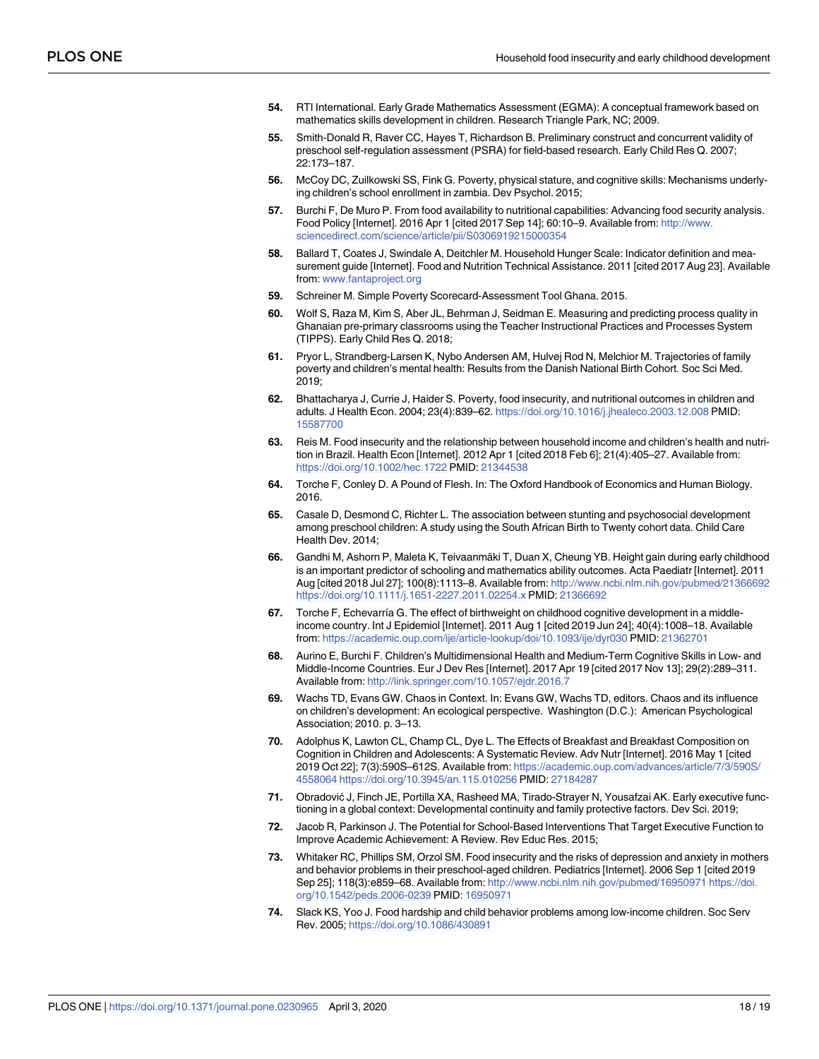54. RTI International. Early Grade Mathematics Assessment (EGMA): A conceptual framework based on mathematics skills development in children. Research Triangle Park, NC; 2009.

55. Smith-Donald R, Raver CC, Hayes T, Richardson B. Preliminary construct and concurrent validity of preschool self-regulation assessment (PSRA) for field-based research. Early Child Res Q. 2007; 22:173–187.

56. McCoy DC, Zuilkowski SS, Fink G. Poverty, physical stature, and cognitive skills: Mechanisms underlying children's school enrollment in zambia. Dev Psychol. 2015;

57. Burchi F, De Muro P. From food availability to nutritional capabilities: Advancing food security analysis. Food Policy [Internet]. 2016 Apr 1 [cited 2017 Sep 14]; 60:10–9. Available from: http://www.sciencedirect.com/science/article/pii/S0306919215000354

58. Ballard T, Coates J, Swindale A, Deitchler M. Household Hunger Scale: Indicator definition and measurement guide [Internet]. Food and Nutrition Technical Assistance. 2011 [cited 2017 Aug 23]. Available from: www.fantaproject.org

59. Schreiner M. Simple Poverty Scorecard-Assessment Tool Ghana. 2015.

60. Wolf S, Raza M, Kim S, Aber JL, Behrman J, Seidman E. Measuring and predicting process quality in Ghanaian pre-primary classrooms using the Teacher Instructional Practices and Processes System (TIPPS). Early Child Res Q. 2018;

61. Pryor L, Strandberg-Larsen K, Nybo Andersen AM, Hulvej Rod N, Melchior M. Trajectories of family poverty and children's mental health: Results from the Danish National Birth Cohort. Soc Sci Med. 2019;

62. Bhattacharya J, Currie J, Haider S. Poverty, food insecurity, and nutritional outcomes in children and adults. J Health Econ. 2004; 23(4):839–62. https://doi.org/10.1016/j.jhealeco.2003.12.008 PMID: 15587700

63. Reis M. Food insecurity and the relationship between household income and children's health and nutrition in Brazil. Health Econ [Internet]. 2012 Apr 1 [cited 2018 Feb 6]; 21(4):405–27. Available from: https://doi.org/10.1002/hec.1722 PMID: 21344538

64. Torche F, Conley D. A Pound of Flesh. In: The Oxford Handbook of Economics and Human Biology. 2016.

65. Casale D, Desmond C, Richter L. The association between stunting and psychosocial development among preschool children: A study using the South African Birth to Twenty cohort data. Child Care Health Dev. 2014;

66. Gandhi M, Ashorn P, Maleta K, Teivaanmäki T, Duan X, Cheung YB. Height gain during early childhood is an important predictor of schooling and mathematics ability outcomes. Acta Paediatr [Internet]. 2011 Aug [cited 2018 Jul 27]; 100(8):1113–8. Available from: http://www.ncbi.nlm.nih.gov/pubmed/21366692 https://doi.org/10.1111/j.1651-2227.2011.02254.x PMID: 21366692

67. Torche F, Echevarría G. The effect of birthweight on childhood cognitive development in a middle-income country. Int J Epidemiol [Internet]. 2011 Aug 1 [cited 2019 Jun 24]; 40(4):1008–18. Available from: https://academic.oup.com/ije/article-lookup/doi/10.1093/ije/dyr030 PMID: 21362701

68. Aurino E, Burchi F. Children's Multidimensional Health and Medium-Term Cognitive Skills in Low- and Middle-Income Countries. Eur J Dev Res [Internet]. 2017 Apr 19 [cited 2017 Nov 13]; 29(2):289–311. Available from: http://link.springer.com/10.1057/ejdr.2016.7

69. Wachs TD, Evans GW. Chaos in Context. In: Evans GW, Wachs TD, editors. Chaos and its influence on children's development: An ecological perspective. Washington (D.C.): American Psychological Association; 2010. p. 3–13.

70. Adolphus K, Lawton CL, Champ CL, Dye L. The Effects of Breakfast and Breakfast Composition on Cognition in Children and Adolescents: A Systematic Review. Adv Nutr [Internet]. 2016 May 1 [cited 2019 Oct 22]; 7(3):590S–612S. Available from: https://academic.oup.com/advances/article/7/3/590S/4558064 https://doi.org/10.3945/an.115.010256 PMID: 27184287

71. Obradović J, Finch JE, Portilla XA, Rasheed MA, Tirado-Strayer N, Yousafzai AK. Early executive functioning in a global context: Developmental continuity and family protective factors. Dev Sci. 2019;

72. Jacob R, Parkinson J. The Potential for School-Based Interventions That Target Executive Function to Improve Academic Achievement: A Review. Rev Educ Res. 2015;

73. Whitaker RC, Phillips SM, Orzol SM. Food insecurity and the risks of depression and anxiety in mothers and behavior problems in their preschool-aged children. Pediatrics [Internet]. 2006 Sep 1 [cited 2019 Sep 25]; 118(3):e859–68. Available from: http://www.ncbi.nlm.nih.gov/pubmed/16950971 https://doi.org/10.1542/peds.2006-0239 PMID: 16950971

74. Slack KS, Yoo J. Food hardship and child behavior problems among low-income children. Soc Serv Rev. 2005; https://doi.org/10.1086/430891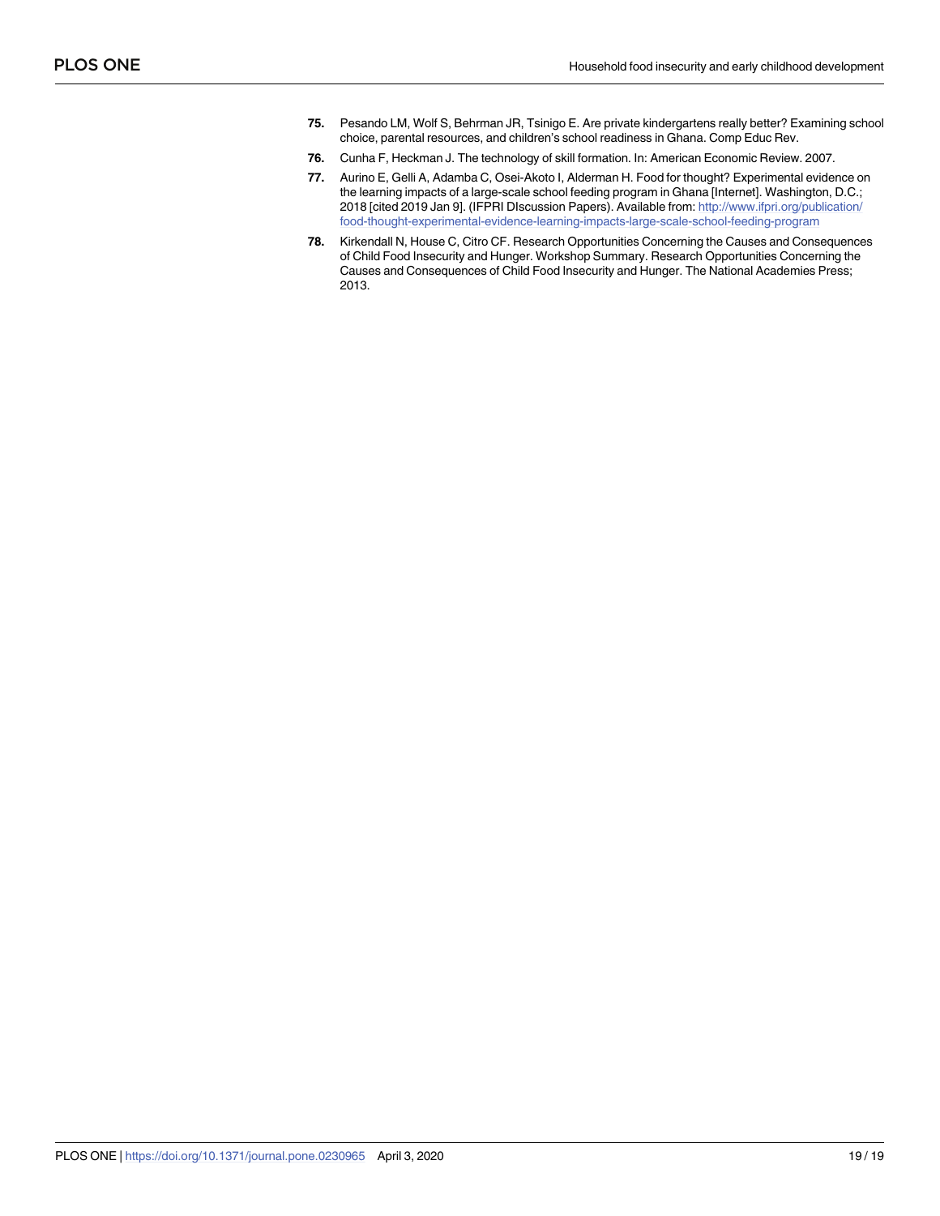75. Pesando LM, Wolf S, Behrman JR, Tsinigo E. Are private kindergartens really better? Examining school choice, parental resources, and children's school readiness in Ghana. Comp Educ Rev.

76. Cunha F, Heckman J. The technology of skill formation. In: American Economic Review. 2007.

77. Aurino E, Gelli A, Adamba C, Osei-Akoto I, Alderman H. Food for thought? Experimental evidence on the learning impacts of a large-scale school feeding program in Ghana [Internet]. Washington, D.C.; 2018 [cited 2019 Jan 9]. (IFPRI DIscussion Papers). Available from: http://www.ifpri.org/publication/food-thought-experimental-evidence-learning-impacts-large-scale-school-feeding-program

78. Kirkendall N, House C, Citro CF. Research Opportunities Concerning the Causes and Consequences of Child Food Insecurity and Hunger. Workshop Summary. Research Opportunities Concerning the Causes and Consequences of Child Food Insecurity and Hunger. The National Academies Press; 2013.